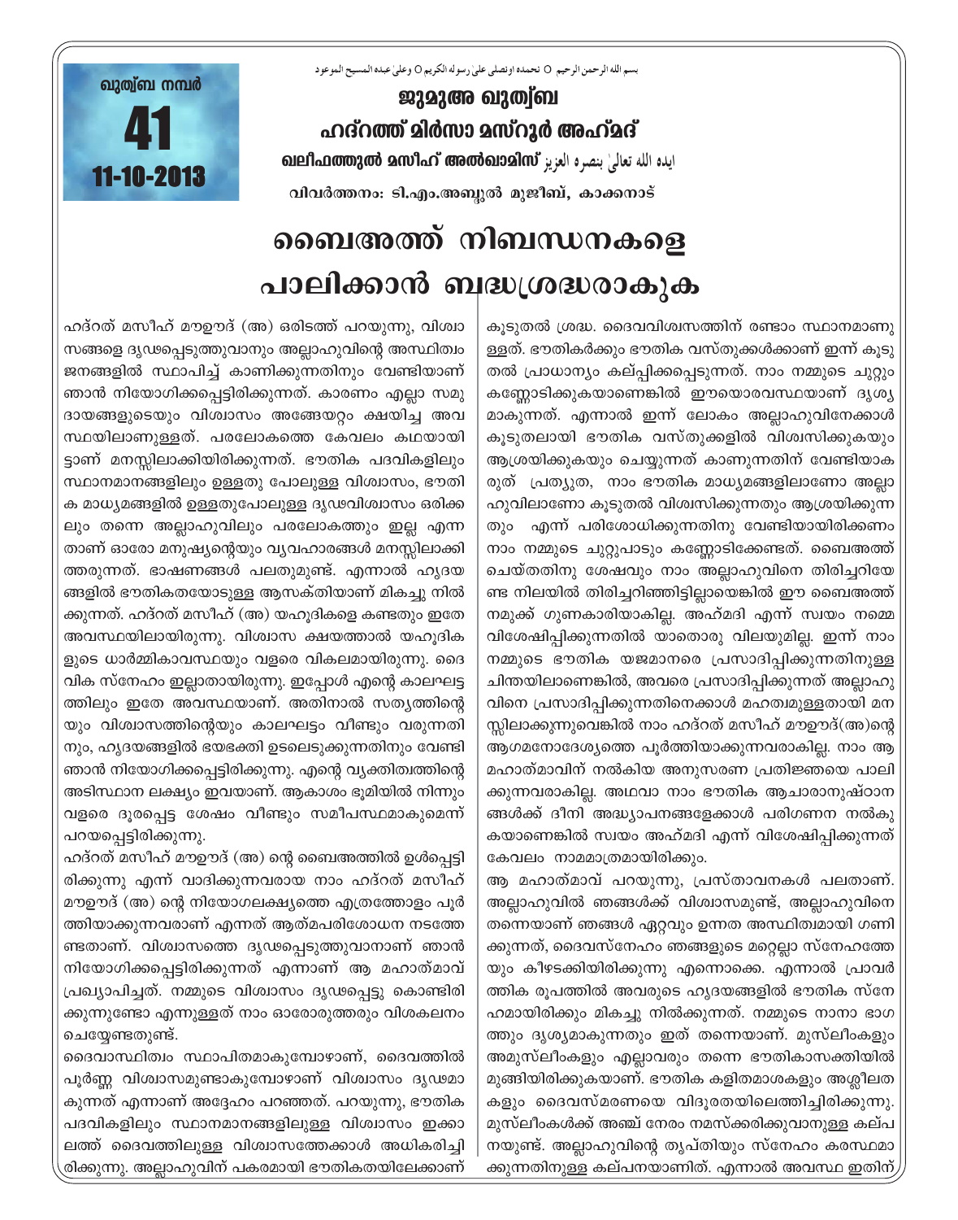ഖുത്വ്ബ നമ്പർ **41** 11-10-2013

بسم الله الرحمن الرحيم ۞ نحمده ونصلى على رسوله الكريم ۞ وعلى عبده المسيح الموعود

# ജുമുഅ ഖുത്വ്ബ

## ഹദ്റത്ത് മിർസാ മസ്റൂർ അഹ്മദ്

**ഖലീഫത്തുൽ മസീഹ് അൽഖാമിസ്** ايده الله تعالىٰ بنصره العزيز

**വിവർത്തനം: ടി.എം.അബ്ദുൽ മുജീബ്, കാക്കനാട്**

# ബൈഅത്ത് നിബന്ധനകളെ പാലിക്കാൻ ബദ്ധശ്രദ്ധരാകുക

ഹദ്റത് മസീഹ് മൗഊദ് (അ) ഒരിടത്ത് പറയുന്നു, വിശ്വാസങ്ങളെ ദൃഢപ്പെടുത്തുവാനും അല്ലാഹുവിന്റെ അസ്ഥിത്വം ജനങ്ങളിൽ സ്ഥാപിച്ച് കാണിക്കുന്നതിനും വേണ്ടിയാണ് ഞാൻ നിയോഗിക്കപ്പെട്ടിരിക്കുന്നത്. കാരണം എല്ലാ സമുദായങ്ങളുടെയും വിശ്വാസം അങ്ങേയറ്റം ക്ഷയിച്ച അവസ്ഥയിലാണുള്ളത്. പരലോകത്തെ കേവലം കഥയായിട്ടാണ് മനസ്സിലാക്കിയിരിക്കുന്നത്. ഭൗതിക പദവികളിലും സ്ഥാനമാനങ്ങളിലും ഉള്ളതു പോലുള്ള വിശ്വാസം, ഭൗതിക മാധ്യമങ്ങളിൽ ഉള്ളതുപോലുള്ള ദൃഢവിശ്വാസം ഒരിക്കലും തന്നെ അല്ലാഹുവിലും പരലോകത്തും ഇല്ല എന്നതാണ് ഓരോ മനുഷ്യന്റെയും വ്യവഹാരങ്ങൾ മനസ്സിലാക്കിത്തരുന്നത്. ഭാഷണങ്ങൾ പലതുമുണ്ട്. എന്നാൽ ഹൃദയങ്ങളിൽ ഭൗതികതയോടുള്ള ആസക്തിയാണ് മികച്ചു നിൽക്കുന്നത്. ഹദ്റത് മസീഹ് (അ) യഹൂദികളെ കണ്ടതും ഇതേ അവസ്ഥയിലായിരുന്നു. വിശ്വാസ ക്ഷയത്താൽ യഹൂദികളുടെ ധാർമ്മികാവസ്ഥയും വളരെ വികലമായിരുന്നു. ദൈവിക സ്നേഹം ഇല്ലാതായിരുന്നു. ഇപ്പോൾ എന്റെ കാലഘട്ടത്തിലും ഇതേ അവസ്ഥയാണ്. അതിനാൽ സത്യത്തിന്റെയും വിശ്വാസത്തിന്റെയും കാലഘട്ടം വീണ്ടും വരുന്നതിനും, ഹൃദയങ്ങളിൽ ഭയഭക്തി ഉടലെടുക്കുന്നതിനും വേണ്ടി ഞാൻ നിയോഗിക്കപ്പെട്ടിരിക്കുന്നു. എന്റെ വ്യക്തിത്വത്തിന്റെ അടിസ്ഥാന ലക്ഷ്യം ഇവയാണ്. ആകാശം ഭൂമിയിൽ നിന്നും വളരെ ദൂരപ്പെട്ട ശേഷം വീണ്ടും സമീപസ്ഥമാകുമെന്ന് പറയപ്പെട്ടിരിക്കുന്നു.

ഹദ്റത് മസീഹ് മൗഊദ് (അ) ന്റെ ബൈഅത്തിൽ ഉൾപ്പെട്ടിരിക്കുന്നു എന്ന് വാദിക്കുന്നവരായ നാം ഹദ്റത് മസീഹ് മൗഊദ് (അ) ന്റെ നിയോഗലക്ഷ്യത്തെ എത്രത്തോളം പൂർത്തിയാക്കുന്നവരാണ് എന്നത് ആത്മപരിശോധന നടത്തേണ്ടതാണ്. വിശ്വാസത്തെ ദൃഢപ്പെടുത്തുവാനാണ് ഞാൻ നിയോഗിക്കപ്പെട്ടിരിക്കുന്നത് എന്നാണ് ആ മഹാത്മാവ് പ്രഖ്യാപിച്ചത്. നമ്മുടെ വിശ്വാസം ദൃഢപ്പെട്ടു കൊണ്ടിരിക്കുന്നുണ്ടോ എന്നുള്ളത് നാം ഓരോരുത്തരും വിശകലനം ചെയ്യേണ്ടതുണ്ട്.

ദൈവാസ്ഥിത്വം സ്ഥാപിതമാകുമ്പോഴാണ്, ദൈവത്തിൽ പൂർണ്ണ വിശ്വാസമുണ്ടാകുമ്പോഴാണ് വിശ്വാസം ദൃഢമാകുന്നത് എന്നാണ് അദ്ദേഹം പറഞ്ഞത്. പറയുന്നു, ഭൗതിക പദവികളിലും സ്ഥാനമാനങ്ങളിലുമുള്ള വിശ്വാസം ഇക്കാലത്ത് ദൈവത്തിലുള്ള വിശ്വാസത്തേക്കാൾ അധികരിച്ചിരിക്കുന്നു. അല്ലാഹുവിന് പകരമായി ഭൗതികതയിലേക്കാണ് കൂടുതൽ ശ്രദ്ധ. ദൈവവിശ്വാസത്തിന് രണ്ടാം സ്ഥാനമാണുള്ളത്. ഭൗതികർക്കും ഭൗതിക വസ്തുക്കൾക്കാണ് ഇന്ന് കൂടുതൽ പ്രാധാന്യം കല്പ്പിക്കപ്പെടുന്നത്. നാം നമ്മുടെ ചുറ്റും കണ്ണോടിക്കുകയാണെങ്കിൽ ഈയൊരവസ്ഥയാണ് ദൃശ്യമാകുന്നത്. എന്നാൽ ഇന്ന് ലോകം അല്ലാഹുവിനേക്കാൾ കൂടുതലായി ഭൗതിക വസ്തുക്കളിൽ വിശ്വസിക്കുകയും ആശ്രയിക്കുകയും ചെയ്യുന്നത് കാണുന്നതിന് വേണ്ടിയാകരുത് പ്രത്യുത, നാം ഭൗതിക മാധ്യമങ്ങളിലാണോ അല്ലാഹുവിലാണോ കൂടുതൽ വിശ്വസിക്കുന്നതും ആശ്രയിക്കുന്നതും എന്ന് പരിശോധിക്കുന്നതിനു വേണ്ടിയായിരിക്കണം നാം നമ്മുടെ ചുറ്റുപാടും കണ്ണോടിക്കേണ്ടത്. ബൈഅത്ത് ചെയ്തതിനു ശേഷവും നാം അല്ലാഹുവിനെ തിരിച്ചറിയേണ്ട നിലയിൽ തിരിച്ചറിഞ്ഞിട്ടില്ലായെങ്കിൽ ഈ ബൈഅത്ത് നമുക്ക് ഗുണകാരിയാകില്ല. അഹ്മദി എന്ന് സ്വയം നമ്മെ വിശേഷിപ്പിക്കുന്നതിൽ യാതൊരു വിലയുമില്ല. ഇന്ന് നാം നമ്മുടെ ഭൗതിക യജമാനരെ പ്രസാദിപ്പിക്കുന്നതിനുള്ള ചിന്തയിലാണെങ്കിൽ, അവരെ പ്രസാദിപ്പിക്കുന്നത് അല്ലാഹുവിനെ പ്രസാദിപ്പിക്കുന്നതിനെക്കാൾ മഹത്വമുള്ളതായി മനസ്സിലാക്കുന്നുവെങ്കിൽ നാം ഹദ്റത് മസീഹ് മൗഊദ്(അ)ന്റെ ആഗമനോദേശ്യത്തെ പൂർത്തിയാക്കുന്നവരാകില്ല. നാം ആ മഹാത്മാവിന് നൽകിയ അനുസരണ പ്രതിജ്ഞയെ പാലിക്കുന്നവരാകില്ല. അഥവാ നാം ഭൗതിക ആചാരാനുഷ്ഠാനങ്ങൾക്ക് ദീനി അദ്ധ്യാപനങ്ങളേക്കാൾ പരിഗണന നൽകുകയാണെങ്കിൽ സ്വയം അഹ്മദി എന്ന് വിശേഷിപ്പിക്കുന്നത് കേവലം നാമമാത്രമായിരിക്കും.

ആ മഹാത്മാവ് പറയുന്നു, പ്രസ്താവനകൾ പലതാണ്. അല്ലാഹുവിൽ ഞങ്ങൾക്ക് വിശ്വാസമുണ്ട്, അല്ലാഹുവിനെ തന്നെയാണ് ഞങ്ങൾ ഏറ്റവും ഉന്നത അസ്ഥിത്വമായി ഗണിക്കുന്നത്, ദൈവസ്നേഹം ഞങ്ങളുടെ മറ്റെല്ലാ സ്നേഹത്തേയും കീഴടക്കിയിരിക്കുന്നു എന്നൊക്കെ. എന്നാൽ പ്രാവർത്തിക രൂപത്തിൽ അവരുടെ ഹൃദയങ്ങളിൽ ഭൗതിക സ്നേഹമായിരിക്കും മികച്ചു നിൽക്കുന്നത്. നമ്മുടെ നാനാ ഭാഗത്തും ദൃശ്യമാകുന്നതും ഇത് തന്നെയാണ്. മുസ്‌ലീംകളും അമുസ്‌ലീംകളും എല്ലാവരും തന്നെ ഭൗതികാസക്തിയിൽ മുങ്ങിയിരിക്കുകയാണ്. ഭൗതിക കളിതമാശകളും അശ്ലീലതകളും ദൈവസ്മരണയെ വിദൂരതയിലെത്തിച്ചിരിക്കുന്നു. മുസ്‌ലീംകൾക്ക് അഞ്ച് നേരം നമസ്കരിക്കുവാനുള്ള കല്പനയുണ്ട്. അല്ലാഹുവിന്റെ തൃപ്തിയും സ്നേഹം കരസ്ഥമാക്കുന്നതിനുള്ള കല്പനയാണിത്. എന്നാൽ അവസ്ഥ ഇതിന്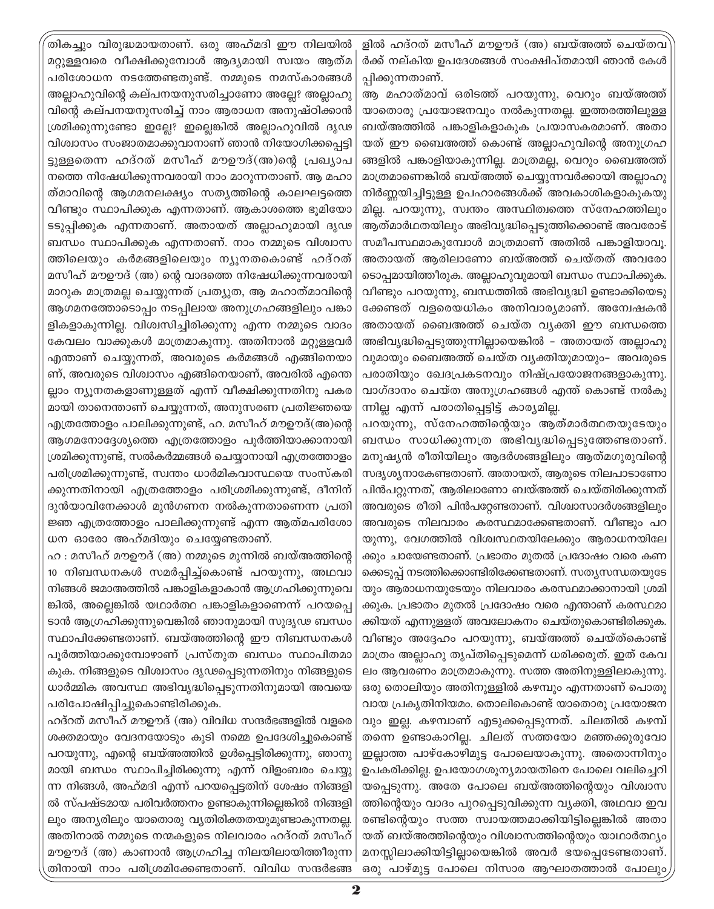തികച്ചും വിരുദ്ധമായതാണ്. ഒരു അഹ്മദി ഈ നിലയിൽ മറ്റുള്ളവരെ വീക്ഷിക്കുമ്പോൾ ആദ്യമായി സ്വയം ആത്മ പരിശോധന നടത്തേണ്ടതുണ്ട്. നമ്മുടെ നമസ്കാരങ്ങൾ അല്ലാഹുവിന്റെ കല്പനയനുസരിച്ചാണോ അല്ലേ? അല്ലാഹുവിന്റെ കല്പനയനുസരിച്ച് നാം ആരാധന അനുഷ്ഠിക്കാൻ ശ്രമിക്കുന്നുണ്ടോ ഇല്ലേ? ഇല്ലെങ്കിൽ അല്ലാഹുവിൽ ദൃഢ വിശ്വാസം സംജാതമാക്കുവാനാണ് ഞാൻ നിയോഗിക്കപ്പെട്ടിട്ടുള്ളതെന്ന ഹദ്റത് മസീഹ് മൗഊദ്(അ)ന്റെ പ്രഖ്യാപനത്തെ നിഷേധിക്കുന്നവരായി നാം മാറുന്നതാണ്. ആ മഹാത്മാവിന്റെ ആഗമനലക്ഷ്യം സത്യത്തിന്റെ കാലഘട്ടത്തെ വീണ്ടും സ്ഥാപിക്കുക എന്നതാണ്. ആകാശത്തെ ഭൂമിയോടടുപ്പിക്കുക എന്നതാണ്. അതായത് അല്ലാഹുമായി ദൃഢ ബന്ധം സ്ഥാപിക്കുക എന്നതാണ്. നാം നമ്മുടെ വിശ്വാസത്തിലെയും കർമങ്ങളിലെയും ന്യൂനതകൊണ്ട് ഹദ്റത് മസീഹ് മൗഊദ് (അ) ന്റെ വാദത്തെ നിഷേധിക്കുന്നവരായി മാറുക മാത്രമല്ല ചെയ്യുന്നത് പ്രത്യുത, ആ മഹാത്മാവിന്റെ ആഗമനത്തോടൊപ്പം നടപ്പിലായ അനുഗ്രഹങ്ങളിലും പങ്കാളികളാകുന്നില്ല. വിശ്വസിച്ചിരിക്കുന്നു എന്ന നമ്മുടെ വാദം കേവലം വാക്കുകൾ മാത്രമാകുന്നു. അതിനാൽ മറ്റുള്ളവർ എന്താണ് ചെയ്യുന്നത്, അവരുടെ കർമങ്ങൾ എങ്ങിനെയാണ്, അവരുടെ വിശ്വാസം എങ്ങിനെയാണ്, അവരിൽ എന്തെല്ലാം ന്യൂനതകളാണുള്ളത് എന്ന് വീക്ഷിക്കുന്നതിനു പകരമായി താനെന്താണ് ചെയ്യുന്നത്, അനുസരണ പ്രതിജ്ഞയെ എത്രത്തോളം പാലിക്കുന്നുണ്ട്, ഹ. മസീഹ് മൗഊദ്(അ)ന്റെ ആഗമനോദ്ദേശ്യത്തെ എത്രത്തോളം പൂർത്തിയാക്കാനായി ശ്രമിക്കുന്നുണ്ട്, സൽകർമ്മങ്ങൾ ചെയ്യാനായി എത്രത്തോളം പരിശ്രമിക്കുന്നുണ്ട്, സ്വന്തം ധാർമികവാസ്ഥയെ സംസ്കരിക്കുന്നതിനായി എത്രത്തോളം പരിശ്രമിക്കുന്നുണ്ട്, ദീനിന് ദുൻയാവിനേക്കാൾ മുൻഗണന നൽകുന്നതാണെന്ന പ്രതിജ്ഞ എത്രത്തോളം പാലിക്കുന്നുണ്ട് എന്ന ആത്മപരിശോധന ഓരോ അഹ്മദിയും ചെയ്യേണ്ടതാണ്.

ഹ : മസീഹ് മൗഊദ് (അ) നമ്മുടെ മുന്നിൽ ബയ്അത്തിന്റെ 10 നിബന്ധനകൾ സമർപ്പിച്ച്കൊണ്ട് പറയുന്നു, അഥവാ നിങ്ങൾ ജമാഅത്തിൽ പങ്കാളികളാകാൻ ആഗ്രഹിക്കുന്നുവെങ്കിൽ, അല്ലെങ്കിൽ യഥാർത്ഥ പങ്കാളികളാണെന്ന് പറയപ്പെടാൻ ആഗ്രഹിക്കുന്നുവെങ്കിൽ ഞാനുമായി സുദൃഢ ബന്ധം സ്ഥാപിക്കേണ്ടതാണ്. ബയ്അത്തിന്റെ ഈ നിബന്ധനകൾ പൂർത്തിയാക്കുമ്പോഴാണ് പ്രസ്തുത ബന്ധം സ്ഥാപിതമാകുക. നിങ്ങളുടെ വിശ്വാസം ദൃഢപ്പെടുന്നതിനും നിങ്ങളുടെ ധാർമ്മിക അവസ്ഥ അഭിവൃദ്ധിപ്പെടുന്നതിനുമായി അവയെ പരിപോഷിപ്പിച്ചുകൊണ്ടിരിക്കുക.

ഹദ്റത് മസീഹ് മൗഊദ് (അ) വിവിധ സന്ദർഭങ്ങളിൽ വളരെ ശക്തമായും വേദനയോടും കൂടി നമ്മെ ഉപദേശിച്ചുകൊണ്ട് പറയുന്നു, എന്റെ ബയ്അത്തിൽ ഉൾപ്പെട്ടിരിക്കുന്നു, ഞാനുമായി ബന്ധം സ്ഥാപിച്ചിരിക്കുന്നു എന്ന് വിളംബരം ചെയ്യുന്ന നിങ്ങൾ, അഹ്മദി എന്ന് പറയപ്പെട്ടതിന് ശേഷം നിങ്ങളിൽ സ്പഷ്ടമായ പരിവർത്തനം ഉണ്ടാകുന്നില്ലെങ്കിൽ നിങ്ങളിലും അന്യരിലും യാതൊരു വ്യതിരിക്തതയുമുണ്ടാകുന്നതല്ല. അതിനാൽ നമ്മുടെ നന്മകളുടെ നിലവാരം ഹദ്റത് മസീഹ് മൗഊദ് (അ) കാണാൻ ആഗ്രഹിച്ച നിലയിലായിത്തീരുന്നതിനായി നാം പരിശ്രമിക്കേണ്ടതാണ്. വിവിധ സന്ദർഭങ്ങളിൽ ഹദ്റത് മസീഹ് മൗഊദ് (അ) ബയ്അത്ത് ചെയ്തവർക്ക് നല്കിയ ഉപദേശങ്ങൾ സംക്ഷിപ്തമായി ഞാൻ കേൾപ്പിക്കുന്നതാണ്.

ആ മഹാത്മാവ് ഒരിടത്ത് പറയുന്നു, വെറും ബയ്അത്ത് യാതൊരു പ്രയോജനവും നൽകുന്നതല്ല. ഇത്തരത്തിലുള്ള ബയ്അത്തിൽ പങ്കാളികളാകുക പ്രയാസകരമാണ്. അതായത് ഈ ബൈഅത്ത് കൊണ്ട് അല്ലാഹുവിന്റെ അനുഗ്രഹങ്ങളിൽ പങ്കാളിയാകുന്നില്ല. മാത്രമല്ല, വെറും ബൈഅത്ത് മാത്രമാണെങ്കിൽ ബയ്അത്ത് ചെയ്യുന്നവർക്കായി അല്ലാഹു നിർണ്ണയിച്ചിട്ടുള്ള ഉപഹാരങ്ങൾക്ക് അവകാശികളാകുകയുമില്ല. പറയുന്നു, സ്വന്തം അസ്ഥിത്വത്തെ സ്നേഹത്തിലും ആത്മാർഥതയിലും അഭിവൃദ്ധിപ്പെടുത്തിക്കൊണ്ട് അവരോട് സമീപസ്ഥമാകുമ്പോൾ മാത്രമാണ് അതിൽ പങ്കാളിയാവൂ. അതായത് ആരിലാണോ ബയ്അത്ത് ചെയ്തത് അവരോടൊപ്പമായിത്തീരുക. അല്ലാഹുവുമായി ബന്ധം സ്ഥാപിക്കുക. വീണ്ടും പറയുന്നു, ബന്ധത്തിൽ അഭിവൃദ്ധി ഉണ്ടാക്കിയെടുക്കേണ്ടത് വളരെയധികം അനിവാര്യമാണ്. അന്വേഷകൻ അതായത് ബൈഅത്ത് ചെയ്ത വ്യക്തി ഈ ബന്ധത്തെ അഭിവൃദ്ധിപ്പെടുത്തുന്നില്ലായെങ്കിൽ - അതായത് അല്ലാഹുവുമായും ബൈഅത്ത് ചെയ്ത വ്യക്തിയുമായും- അവരുടെ പരാതിയും ഖേദപ്രകടനവും നിഷ്പ്രയോജനങ്ങളാകുന്നു. വാഗ്ദാനം ചെയ്ത അനുഗ്രഹങ്ങൾ എന്ത് കൊണ്ട് നൽകുന്നില്ല എന്ന് പരാതിപ്പെട്ടിട്ട് കാര്യമില്ല.

പറയുന്നു, സ്നേഹത്തിന്റെയും ആത്മാർത്ഥതയുടേയും ബന്ധം സാധിക്കുന്നത്ര അഭിവൃദ്ധിപ്പെടുത്തേണ്ടതാണ്. മനുഷ്യൻ രീതിയിലും ആദർശങ്ങളിലും ആത്മഗുരുവിന്റെ സദൃശ്യനാകേണ്ടതാണ്. അതായത്, ആരുടെ നിലപാടാണോ പിൻപറ്റുന്നത്, ആരിലാണോ ബയ്അത്ത് ചെയ്തിരിക്കുന്നത് അവരുടെ രീതി പിൻപറ്റേണ്ടതാണ്. വിശ്വാസാദർശങ്ങളിലും അവരുടെ നിലവാരം കരസ്ഥമാക്കേണ്ടതാണ്. വീണ്ടും പറയുന്നു, വേഗത്തിൽ വിശ്വസ്ഥതയിലേക്കും ആരാധനയിലേക്കും ചായേണ്ടതാണ്. പ്രഭാതം മുതൽ പ്രദോഷം വരെ കണക്കെടുപ്പ് നടത്തിക്കൊണ്ടിരിക്കേണ്ടതാണ്. സത്യസന്ധതയുടേയും ആരാധനയുടേയും നിലവാരം കരസ്ഥമാക്കാനായി ശ്രമിക്കുക. പ്രഭാതം മുതൽ പ്രദോഷം വരെ എന്താണ് കരസ്ഥമാക്കിയത് എന്നുള്ളത് അവലോകനം ചെയ്തുകൊണ്ടിരിക്കുക. വീണ്ടും അദ്ദേഹം പറയുന്നു, ബയ്അത്ത് ചെയ്തുകൊണ്ട് മാത്രം അല്ലാഹു തൃപ്തിപ്പെടുമെന്ന് ധരിക്കരുത്. ഇത് കേവലം ആവരണം മാത്രമാകുന്നു. സത്ത അതിനുള്ളിലാകുന്നു. ഒരു തൊലിയും അതിനുള്ളിൽ കഴമ്പും എന്നതാണ് പൊതുവായ പ്രകൃതിനിയമം. തൊലികൊണ്ട് യാതൊരു പ്രയോജനവും ഇല്ല. കഴമ്പാണ് എടുക്കപ്പെടുന്നത്. ചിലതിൽ കഴമ്പ് തന്നെ ഉണ്ടാകാറില്ല. ചിലത് സത്തയോ മഞ്ഞക്കുരുവോ ഇല്ലാത്ത പാഴ്കോഴിമുട്ട പോലെയാകുന്നു. അതൊന്നിനും ഉപകരിക്കില്ല. ഉപയോഗശൂന്യമായതിനെ പോലെ വലിച്ചെറിയപ്പെടുന്നു. അതേ പോലെ ബയ്അത്തിന്റെയും വിശ്വാസത്തിന്റെയും വാദം പുറപ്പെടുവിക്കുന്ന വ്യക്തി, അഥവാ ഇവ രണ്ടിന്റെയും സത്ത സ്വായത്തമാക്കിയിട്ടില്ലെങ്കിൽ അതായത് ബയ്അത്തിന്റെയും വിശ്വാസത്തിന്റെയും യാഥാർത്ഥ്യം മനസ്സിലാക്കിയിട്ടില്ലായെങ്കിൽ അവർ ഭയപ്പെടേണ്ടതാണ്. ഒരു പാഴ്മുട്ട പോലെ നിസാര ആഘാതത്താൽ പോലും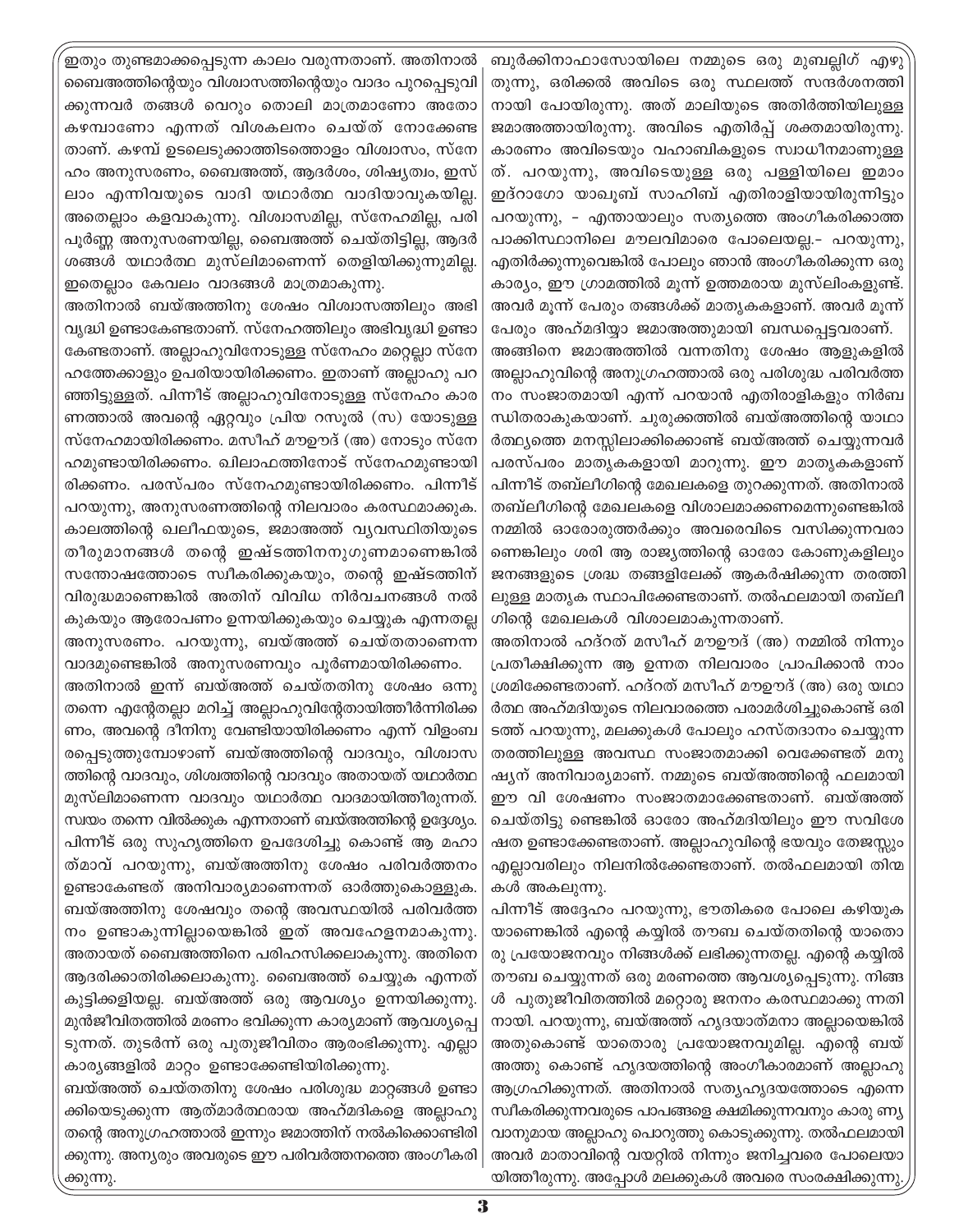ഇതും തുണ്ടമാക്കപ്പെടുന്ന കാലം വരുന്നതാണ്. അതിനാൽ ബൈഅത്തിന്റെയും വിശ്വാസത്തിന്റെയും വാദം പുറപ്പെടുവിക്കുന്നവർ തങ്ങൾ വെറും തൊലി മാത്രമാണോ അതോ കഴമ്പാണോ എന്നത് വിശകലനം ചെയ്ത് നോക്കേണ്ടതാണ്. കഴമ്പ് ഉടലെടുക്കാത്തിടത്തോളം വിശ്വാസം, സ്നേഹം അനുസരണം, ബൈഅത്ത്, ആദർശം, ശിഷ്യത്വം, ഇസ്ലാം എന്നിവയുടെ വാദി യഥാർത്ഥ വാദിയാവുകയില്ല. അതെല്ലാം കളവാകുന്നു. വിശ്വാസമില്ല, സ്നേഹമില്ല, പരിപൂർണ്ണ അനുസരണയില്ല, ബൈഅത്ത് ചെയ്തിട്ടില്ല, ആദർശങ്ങൾ യഥാർത്ഥ മുസ്ലിമാണെന്ന് തെളിയിക്കുന്നുമില്ല. ഇതെല്ലാം കേവലം വാദങ്ങൾ മാത്രമാകുന്നു.

അതിനാൽ ബയ്അത്തിനു ശേഷം വിശ്വാസത്തിലും അഭിവൃദ്ധി ഉണ്ടാകേണ്ടതാണ്. സ്നേഹത്തിലും അഭിവൃദ്ധി ഉണ്ടാകേണ്ടതാണ്. അല്ലാഹുവിനോടുള്ള സ്നേഹം മറ്റെല്ലാ സ്നേഹത്തേക്കാളും ഉപരിയായിരിക്കണം. ഇതാണ് അല്ലാഹു പറഞ്ഞിട്ടുള്ളത്. പിന്നീട് അല്ലാഹുവിനോടുള്ള സ്നേഹം കാരണത്താൽ അവന്റെ ഏറ്റവും പ്രിയ റസൂൽ (സ) യോടുള്ള സ്നേഹമായിരിക്കണം. മസീഹ് മൗഊദ് (അ) നോടും സ്നേഹമുണ്ടായിരിക്കണം. ഖിലാഫത്തിനോട് സ്നേഹമുണ്ടായിരിക്കണം. പരസ്പരം സ്നേഹമുണ്ടായിരിക്കണം. പിന്നീട് പറയുന്നു, അനുസരണത്തിന്റെ നിലവാരം കരസ്ഥമാക്കുക. കാലത്തിന്റെ ഖലീഫയുടെ, ജമാഅത്ത് വ്യവസ്ഥിതിയുടെ തീരുമാനങ്ങൾ തന്റെ ഇഷ്ടത്തിനനുഗുണമാണെങ്കിൽ സന്തോഷത്തോടെ സ്വീകരിക്കുകയും, തന്റെ ഇഷ്ടത്തിന് വിരുദ്ധമാണെങ്കിൽ അതിന് വിവിധ നിർവചനങ്ങൾ നൽകുകയും ആരോപണം ഉന്നയിക്കുകയും ചെയ്യുക എന്നതല്ല അനുസരണം. പറയുന്നു, ബയ്അത്ത് ചെയ്തതാണെന്ന വാദമുണ്ടെങ്കിൽ അനുസരണവും പൂർണമായിരിക്കണം.

അതിനാൽ ഇന്ന് ബയ്അത്ത് ചെയ്തതിനു ശേഷം ഒന്നു തന്നെ എന്റേതല്ലാ മറിച്ച് അല്ലാഹുവിന്റേതായിത്തീർന്നിരിക്കണം, അവന്റെ ദീനിനു വേണ്ടിയായിരിക്കണം എന്ന് വിളംബരപ്പെടുത്തുമ്പോഴാണ് ബയ്അത്തിന്റെ വാദവും, വിശ്വാസത്തിന്റെ വാദവും, ശിശ്വത്തിന്റെ വാദവും അതായത് യഥാർത്ഥ മുസ്ലിമാണെന്ന വാദവും യഥാർത്ഥ വാദമായിത്തീരുന്നത്. സ്വയം തന്നെ വിൽക്കുക എന്നതാണ് ബയ്അത്തിന്റെ ഉദ്ദേശ്യം. പിന്നീട് ഒരു സുഹൃത്തിനെ ഉപദേശിച്ചു കൊണ്ട് ആ മഹാത്മാവ് പറയുന്നു, ബയ്അത്തിനു ശേഷം പരിവർത്തനം ഉണ്ടാകേണ്ടത് അനിവാര്യമാണെന്നത് ഓർത്തുകൊള്ളുക. ബയ്അത്തിനു ശേഷവും തന്റെ അവസ്ഥയിൽ പരിവർത്തനം ഉണ്ടാകുന്നില്ലായെങ്കിൽ ഇത് അവഹേളനമാകുന്നു. അതായത് ബൈഅത്തിനെ പരിഹസിക്കലാകുന്നു. അതിനെ ആദരിക്കാതിരിക്കലാകുന്നു. ബൈഅത്ത് ചെയ്യുക എന്നത് കുട്ടിക്കളിയല്ല. ബയ്അത്ത് ഒരു ആവശ്യം ഉന്നയിക്കുന്നു. മുൻജീവിതത്തിൽ മരണം ഭവിക്കുന്ന കാര്യമാണ് ആവശ്യപ്പെടുന്നത്. തുടർന്ന് ഒരു പുതുജീവിതം ആരംഭിക്കുന്നു. എല്ലാ കാര്യങ്ങളിൽ മാറ്റം ഉണ്ടാകേണ്ടിയിരിക്കുന്നു.

ബയ്അത്ത് ചെയ്തതിനു ശേഷം പരിശുദ്ധ മാറ്റങ്ങൾ ഉണ്ടാക്കിയെടുക്കുന്ന ആത്മാർത്ഥരായ അഹ്മദികളെ അല്ലാഹു തന്റെ അനുഗ്രഹത്താൽ ഇന്നും ജമാത്തിന് നൽകിക്കൊണ്ടിരിക്കുന്നു. അന്യരും അവരുടെ ഈ പരിവർത്തനത്തെ അംഗീകരിക്കുന്നു.

ബുർക്കിനാഫാസോയിലെ നമ്മുടെ ഒരു മുബല്ലിഗ് എഴുതുന്നു, ഒരിക്കൽ അവിടെ ഒരു സ്ഥലത്ത് സന്ദർശനത്തിനായി പോയിരുന്നു. അത് മാലിയുടെ അതിർത്തിയിലുള്ള ജമാഅത്തായിരുന്നു. അവിടെ എതിർപ്പ് ശക്തമായിരുന്നു. കാരണം അവിടെയും വഹാബികളുടെ സ്വാധീനമാണുള്ളത്. പറയുന്നു, അവിടെയുള്ള ഒരു പള്ളിയിലെ ഇമാം ഇദ്റാഗോ യാഖൂബ് സാഹിബ് എതിരാളിയായിരുന്നിട്ടും പറയുന്നു, - എന്തായാലും സത്യത്തെ അംഗീകരിക്കാത്ത പാക്കിസ്ഥാനിലെ മൗലവിമാരെ പോലെയല്ല.- പറയുന്നു, എതിർക്കുന്നുവെങ്കിൽ പോലും ഞാൻ അംഗീകരിക്കുന്ന ഒരു കാര്യം, ഈ ഗ്രാമത്തിൽ മൂന്ന് ഉത്തമരായ മുസ്ലിംകളുണ്ട്. അവർ മൂന്ന് പേരും തങ്ങൾക്ക് മാതൃകകളാണ്. അവർ മൂന്ന് പേരും അഹ്മദിയ്യാ ജമാഅത്തുമായി ബന്ധപ്പെട്ടവരാണ്.

അങ്ങിനെ ജമാഅത്തിൽ വന്നതിനു ശേഷം ആളുകളിൽ അല്ലാഹുവിന്റെ അനുഗ്രഹത്താൽ ഒരു പരിശുദ്ധ പരിവർത്തനം സംജാതമായി എന്ന് പറയാൻ എതിരാളികളും നിർബന്ധിതരാകുകയാണ്. ചുരുക്കത്തിൽ ബയ്അത്തിന്റെ യാഥാർത്ഥ്യത്തെ മനസ്സിലാക്കിക്കൊണ്ട് ബയ്അത്ത് ചെയ്യുന്നവർ പരസ്പരം മാതൃകകളായി മാറുന്നു. ഈ മാതൃകകളാണ് പിന്നീട് തബ്ലീഗിന്റെ മേഖലകളെ തുറക്കുന്നത്. അതിനാൽ തബ്ലീഗിന്റെ മേഖലകളെ വിശാലമാക്കണമെന്നുണ്ടെങ്കിൽ നമ്മിൽ ഓരോരുത്തർക്കും അവരെവിടെ വസിക്കുന്നവരാണെങ്കിലും ശരി ആ രാജ്യത്തിന്റെ ഓരോ കോണുകളിലും ജനങ്ങളുടെ ശ്രദ്ധ തങ്ങളിലേക്ക് ആകർഷിക്കുന്ന തരത്തിലുള്ള മാതൃക സ്ഥാപിക്കേണ്ടതാണ്. തൽഫലമായി തബ്ലീഗിന്റെ മേഖലകൾ വിശാലമാകുന്നതാണ്.

അതിനാൽ ഹദ്റത് മസീഹ് മൗഊദ് (അ) നമ്മിൽ നിന്നും പ്രതീക്ഷിക്കുന്ന ആ ഉന്നത നിലവാരം പ്രാപിക്കാൻ നാം ശ്രമിക്കേണ്ടതാണ്. ഹദ്റത് മസീഹ് മൗഊദ് (അ) ഒരു യഥാർത്ഥ അഹ്മദിയുടെ നിലവാരത്തെ പരാമർശിച്ചുകൊണ്ട് ഒരിടത്ത് പറയുന്നു, മലക്കുകൾ പോലും ഹസ്തദാനം ചെയ്യുന്ന തരത്തിലുള്ള അവസ്ഥ സംജാതമാക്കി വെക്കേണ്ടത് മനുഷ്യന് അനിവാര്യമാണ്. നമ്മുടെ ബയ്അത്തിന്റെ ഫലമായി ഈ വി ശേഷണം സംജാതമാക്കേണ്ടതാണ്. ബയ്അത്ത് ചെയ്തിട്ടു ണ്ടെങ്കിൽ ഓരോ അഹ്മദിയിലും ഈ സവിശേഷത ഉണ്ടാക്കേണ്ടതാണ്. അല്ലാഹുവിന്റെ ഭയവും തേജസ്സും എല്ലാവരിലും നിലനിൽക്കേണ്ടതാണ്. തൽഫലമായി തിന്മകൾ അകലുന്നു.

പിന്നീട് അദ്ദേഹം പറയുന്നു, ഭൗതികരെ പോലെ കഴിയുകയാണെങ്കിൽ എന്റെ കയ്യിൽ തൗബ ചെയ്തതിന്റെ യാതൊരു പ്രയോജനവും നിങ്ങൾക്ക് ലഭിക്കുന്നതല്ല. എന്റെ കയ്യിൽ തൗബ ചെയ്യുന്നത് ഒരു മരണത്തെ ആവശ്യപ്പെടുന്നു. നിങ്ങൾ പുതുജീവിതത്തിൽ മറ്റൊരു ജനനം കരസ്ഥമാക്കു ന്നതിനായി. പറയുന്നു, ബയ്അത്ത് ഹൃദയാത്മനാ അല്ലായെങ്കിൽ അതുകൊണ്ട് യാതൊരു പ്രയോജനവുമില്ല. എന്റെ ബയ്അത്തു കൊണ്ട് ഹൃദയത്തിന്റെ അംഗീകാരമാണ് അല്ലാഹു ആഗ്രഹിക്കുന്നത്. അതിനാൽ സത്യഹൃദയത്തോടെ എന്നെ സ്വീകരിക്കുന്നവരുടെ പാപങ്ങളെ ക്ഷമിക്കുന്നവനും കാരുണ്യവാനുമായ അല്ലാഹു പൊറുത്തു കൊടുക്കുന്നു. തൽഫലമായി അവർ മാതാവിന്റെ വയറ്റിൽ നിന്നും ജനിച്ചവരെ പോലെയായിത്തീരുന്നു. അപ്പോൾ മലക്കുകൾ അവരെ സംരക്ഷിക്കുന്നു.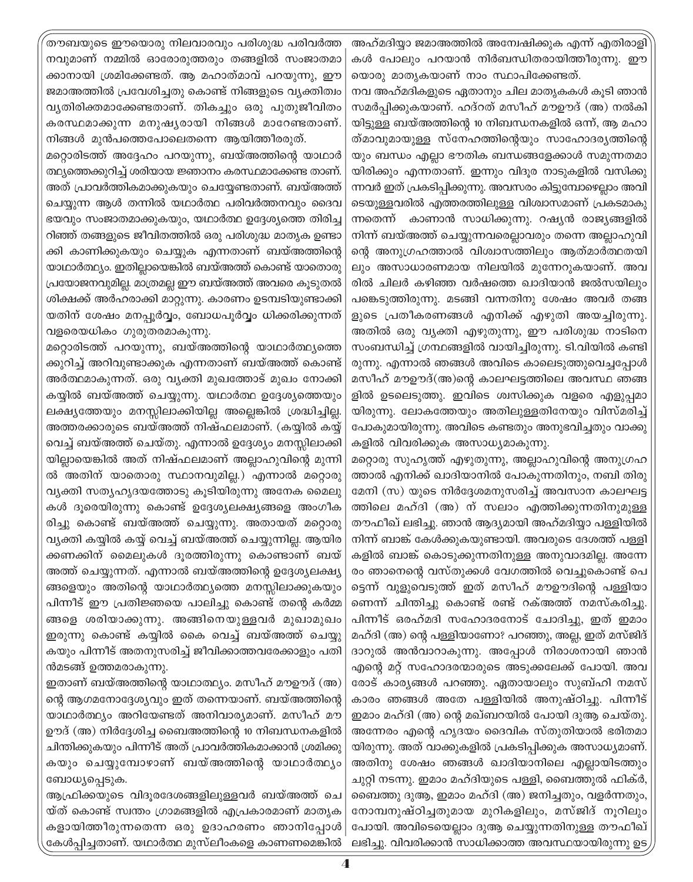തൗബയുടെ ഈയൊരു നിലവാരവും പരിശുദ്ധ പരിവർത്തനവുമാണ് നമ്മിൽ ഓരോരുത്തരും തങ്ങളിൽ സംജാതമാക്കാനായി ശ്രമിക്കേണ്ടത്. ആ മഹാത്മാവ് പറയുന്നു, ഈ ജമാഅത്തിൽ പ്രവേശിച്ചതു കൊണ്ട് നിങ്ങളുടെ വ്യക്തിത്വം വ്യതിരിക്തമാക്കേണ്ടതാണ്. തികച്ചും ഒരു പുതുജീവിതം കരസ്ഥമാക്കുന്ന മനുഷ്യരായി നിങ്ങൾ മാറേണ്ടതാണ്. നിങ്ങൾ മുൻപത്തെപോലെതന്നെ ആയിത്തീരരുത്.

മറ്റൊരിടത്ത് അദ്ദേഹം പറയുന്നു, ബയ്അത്തിന്റെ യാഥാർത്ഥ്യത്തെക്കുറിച്ച് ശരിയായ ജ്ഞാനം കരസ്ഥമാക്കേണ്ട താണ്. അത് പ്രാവർത്തികമാക്കുകയും ചെയ്യേണ്ടതാണ്. ബയ്അത്ത് ചെയ്യുന്ന ആൾ തന്നിൽ യഥാർത്ഥ പരിവർത്തനവും ദൈവഭയവും സംജാതമാക്കുകയും, യഥാർത്ഥ ഉദ്ദേശ്യത്തെ തിരിച്ചറിഞ്ഞ് തങ്ങളുടെ ജീവിതത്തിൽ ഒരു പരിശുദ്ധ മാതൃക ഉണ്ടാക്കി കാണിക്കുകയും ചെയ്യുക എന്നതാണ് ബയ്അത്തിന്റെ യാഥാർത്ഥ്യം. ഇതില്ലായെങ്കിൽ ബയ്അത്ത് കൊണ്ട് യാതൊരു പ്രയോജനവുമില്ല. മാത്രമല്ല ഈ ബയ്അത്ത് അവരെ കൂടുതൽ ശിക്ഷക്ക് അർഹരാക്കി മാറ്റുന്നു. കാരണം ഉടമ്പടിയുണ്ടാക്കിയതിന് ശേഷം മനപ്പൂർവ്വം, ബോധപൂർവ്വം ധിക്കരിക്കുന്നത് വളരെയധികം ഗുരുതരമാകുന്നു.

മറ്റൊരിടത്ത് പറയുന്നു, ബയ്അത്തിന്റെ യാഥാർത്ഥ്യത്തെക്കുറിച്ച് അറിവുണ്ടാക്കുക എന്നതാണ് ബയ്അത്ത് കൊണ്ട് അർത്ഥമാകുന്നത്. ഒരു വ്യക്തി മുഖത്തോട് മുഖം നോക്കി കയ്യിൽ ബയ്അത്ത് ചെയ്യുന്നു. യഥാർത്ഥ ഉദ്ദേശ്യത്തെയും ലക്ഷ്യത്തേയും മനസ്സിലാക്കിയില്ല അല്ലെങ്കിൽ ശ്രദ്ധിച്ചില്ല. അത്തരക്കാരുടെ ബയ്അത്ത് നിഷ്ഫലമാണ്. (കയ്യിൽ കയ്യ് വെച്ച് ബയ്അത്ത് ചെയ്തു. എന്നാൽ ഉദ്ദേശ്യം മനസ്സിലാക്കിയില്ലായെങ്കിൽ അത് നിഷ്ഫലമാണ് അല്ലാഹുവിന്റെ മുന്നിൽ അതിന് യാതൊരു സ്ഥാനവുമില്ല.) എന്നാൽ മറ്റൊരു വ്യക്തി സത്യഹൃദയത്തോടു കൂടിയിരുന്നു അനേക മൈലുകൾ ദൂരെയിരുന്നു കൊണ്ട് ഉദ്ദേശ്യലക്ഷ്യങ്ങളെ അംഗീകരിച്ചു കൊണ്ട് ബയ്അത്ത് ചെയ്യുന്നു. അതായത് മറ്റൊരു വ്യക്തി കയ്യിൽ കയ്യ് വെച്ച് ബയ്അത്ത് ചെയ്യുന്നില്ല. ആയിരക്കണക്കിന് മൈലുകൾ ദൂരത്തിരുന്നു കൊണ്ടാണ് ബയ്അത്ത് ചെയ്യുന്നത്. എന്നാൽ ബയ്അത്തിന്റെ ഉദ്ദേശ്യലക്ഷ്യങ്ങളെയും അതിന്റെ യാഥാർത്ഥ്യത്തെ മനസ്സിലാക്കുകയും പിന്നീട് ഈ പ്രതിജ്ഞയെ പാലിച്ചു കൊണ്ട് തന്റെ കർമ്മങ്ങളെ ശരിയാക്കുന്നു. അങ്ങിനെയുള്ളവർ മുഖാമുഖം ഇരുന്നു കൊണ്ട് കയ്യിൽ കൈ വെച്ച് ബയ്അത്ത് ചെയ്യുകയും പിന്നീട് അതനുസരിച്ച് ജീവിക്കാത്തവരേക്കാളും പതിൻമടങ്ങ് ഉത്തമരാകുന്നു.

ഇതാണ് ബയ്അത്തിന്റെ യാഥാത്ഥ്യം. മസീഹ് മൗഊദ് (അ)ന്റെ ആഗമനോദ്ദേശ്യവും ഇത് തന്നെയാണ്. ബയ്അത്തിന്റെ യാഥാർത്ഥ്യം അറിയേണ്ടത് അനിവാര്യമാണ്. മസീഹ് മൗഊദ് (അ) നിർദ്ദേശിച്ച ബൈഅത്തിന്റെ 10 നിബന്ധനകളിൽ ചിന്തിക്കുകയും പിന്നീട് അത് പ്രാവർത്തികമാക്കാൻ ശ്രമിക്കുകയും ചെയ്യുമ്പോഴാണ് ബയ്അത്തിന്റെ യാഥാർത്ഥ്യം ബോധ്യപ്പെടുക.

ആഫ്രിക്കയുടെ വിദൂരദേശങ്ങളിലുള്ളവർ ബയ്അത്ത് ചെയ്ത് കൊണ്ട് സ്വന്തം ഗ്രാമങ്ങളിൽ എപ്രകാരമാണ് മാതൃകകളായിത്തീരുന്നതെന്ന ഒരു ഉദാഹരണം ഞാനിപ്പോൾ കേൾപ്പിച്ചതാണ്. യഥാർത്ഥ മുസ്ലീംകളെ കാണണമെങ്കിൽ അഹ്മദിയ്യാ ജമാഅത്തിൽ അന്വേഷിക്കുക എന്ന് എതിരാളികൾ പോലും പറയാൻ നിർബന്ധിതരായിത്തീരുന്നു. ഈയൊരു മാതൃകയാണ് നാം സ്ഥാപിക്കേണ്ടത്.

നവ അഹ്മദികളുടെ ഏതാനും ചില മാതൃകകൾ കൂടി ഞാൻ സമർപ്പിക്കുകയാണ്. ഹദ്റത് മസീഹ് മൗഊദ് (അ) നൽകിയിട്ടുള്ള ബയ്അത്തിന്റെ 10 നിബന്ധനകളിൽ ഒന്ന്, ആ മഹാത്മാവുമായുള്ള സ്നേഹത്തിന്റെയും സാഹോദര്യത്തിന്റെയും ബന്ധം എല്ലാ ഭൗതിക ബന്ധങ്ങളേക്കാൾ സമുന്നതമായിരിക്കും എന്നതാണ്. ഇന്നും വിദൂര നാടുകളിൽ വസിക്കുന്നവർ ഇത് പ്രകടിപ്പിക്കുന്നു. അവസരം കിട്ടുമ്പോഴെല്ലാം അവിടെയുള്ളവരിൽ എത്തരത്തിലുള്ള വിശ്വാസമാണ് പ്രകടമാകുന്നതെന്ന് കാണാൻ സാധിക്കുന്നു. റഷ്യൻ രാജ്യങ്ങളിൽ നിന്ന് ബയ്അത്ത് ചെയ്യുന്നവരെല്ലാവരും തന്നെ അല്ലാഹുവിന്റെ അനുഗ്രഹത്താൽ വിശ്വാസത്തിലും ആത്മാർത്ഥതയിലും അസാധാരണമായ നിലയിൽ മുന്നേറുകയാണ്. അവരിൽ ചിലർ കഴിഞ്ഞ വർഷത്തെ ഖാദിയാൻ ജൽസയിലും പങ്കെടുത്തിരുന്നു. മടങ്ങി വന്നതിനു ശേഷം അവർ തങ്ങളുടെ പ്രതികരണങ്ങൾ എനിക്ക് എഴുതി അയച്ചിരുന്നു. അതിൽ ഒരു വ്യക്തി എഴുതുന്നു, ഈ പരിശുദ്ധ നാടിനെ സംബന്ധിച്ച് ഗ്രന്ഥങ്ങളിൽ വായിച്ചിരുന്നു. ടി.വിയിൽ കണ്ടിരുന്നു. എന്നാൽ ഞങ്ങൾ അവിടെ കാലെടുത്തുവെച്ചപ്പോൾ മസീഹ് മൗഊദ്(അ)ന്റെ കാലഘട്ടത്തിലെ അവസ്ഥ ഞങ്ങളിൽ ഉടലെടുത്തു. ഇവിടെ ശ്വസിക്കുക വളരെ എളുപ്പമായിരുന്നു. ലോകത്തേയും അതിലുള്ളതിനേയും വിസ്മരിച്ച് പോകുമായിരുന്നു. അവിടെ കണ്ടതും അനുഭവിച്ചതും വാക്കുകളിൽ വിവരിക്കുക അസാധ്യമാകുന്നു.

മറ്റൊരു സുഹൃത്ത് എഴുതുന്നു, അല്ലാഹുവിന്റെ അനുഗ്രഹത്താൽ എനിക്ക് ഖാദിയാനിൽ പോകുന്നതിനും, നബി തിരുമേനി (സ) യുടെ നിർദ്ദേശമനുസരിച്ച് അവസാന കാലഘട്ടത്തിലെ മഹ്ദി (അ) ന് സലാം എത്തിക്കുന്നതിനുമുള്ള തൗഫീഖ് ലഭിച്ചു. ഞാൻ ആദ്യമായി അഹ്മദിയ്യാ പള്ളിയിൽ നിന്ന് ബാങ്ക് കേൾക്കുകയുണ്ടായി. അവരുടെ ദേശത്ത് പള്ളികളിൽ ബാങ്ക് കൊടുക്കുന്നതിനുള്ള അനുവാദമില്ല. അന്നേരം ഞാനെന്റെ വസ്തുക്കൾ വേഗത്തിൽ വെച്ചുകൊണ്ട് പെട്ടെന്ന് വുളുവെടുത്ത് ഇത് മസീഹ് മൗഊദിന്റെ പള്ളിയാണെന്ന് ചിന്തിച്ചു കൊണ്ട് രണ്ട് റക്അത്ത് നമസ്കരിച്ചു. പിന്നീട് ഒരഹ്മദി സഹോദരനോട് ചോദിച്ചു, ഇത് ഇമാം മഹ്ദി (അ) ന്റെ പള്ളിയാണോ? പറഞ്ഞു, അല്ല, ഇത് മസ്ജിദ് ദാറുൽ അൻവാറാകുന്നു. അപ്പോൾ നിരാശനായി ഞാൻ എന്റെ മറ്റ് സഹോദരന്മാരുടെ അടുക്കലേക്ക് പോയി. അവരോട് കാര്യങ്ങൾ പറഞ്ഞു. ഏതായാലും സുബ്ഹി നമസ്കാരം ഞങ്ങൾ അതേ പള്ളിയിൽ അനുഷ്ഠിച്ചു. പിന്നീട് ഇമാം മഹ്ദി (അ) ന്റെ മഖ്ബറയിൽ പോയി ദുആ ചെയ്തു. അന്നേരം എന്റെ ഹൃദയം ദൈവിക സ്തുതിയാൽ ഭരിതമായിരുന്നു. അത് വാക്കുകളിൽ പ്രകടിപ്പിക്കുക അസാധ്യമാണ്. അതിനു ശേഷം ഞങ്ങൾ ഖാദിയാനിലെ എല്ലായിടത്തും ചുറ്റി നടന്നു. ഇമാം മഹ്ദിയുടെ പള്ളി, ബൈത്തുൽ ഫിക്ർ, ബൈത്തു ദുആ, ഇമാം മഹ്ദി (അ) ജനിച്ചതും, വളർന്നതും, നോമ്പനുഷ്ഠിച്ചതുമായ മുറികളിലും, മസ്ജിദ് നൂറിലും പോയി. അവിടെയെല്ലാം ദുആ ചെയ്യുന്നതിനുള്ള തൗഫീഖ് ലഭിച്ചു. വിവരിക്കാൻ സാധിക്കാത്ത അവസ്ഥയായിരുന്നു ഉട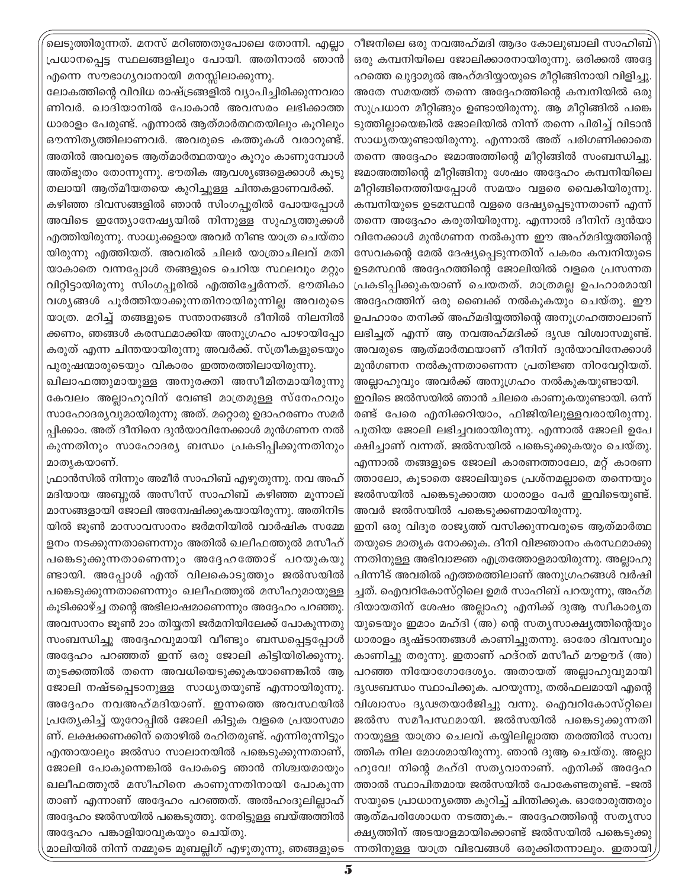ലെടുത്തിരുന്നത്. മനസ് മറിഞ്ഞതുപോലെ തോന്നി. എല്ലാ പ്രധാനപ്പെട്ട സ്ഥലങ്ങളിലും പോയി. അതിനാൽ ഞാൻ എന്നെ സൗഭാഗ്യവാനായി മനസ്സിലാക്കുന്നു.

ലോകത്തിന്റെ വിവിധ രാഷ്ട്രങ്ങളിൽ വ്യാപിച്ചിരിക്കുന്നവരാണിവർ. ഖാദിയാനിൽ പോകാൻ അവസരം ലഭിക്കാത്ത ധാരാളം പേരുണ്ട്. എന്നാൽ ആത്മാർത്ഥതയിലും കൂറിലും ഔന്നിത്യത്തിലാണവർ. അവരുടെ കത്തുകൾ വരാറുണ്ട്. അതിൽ അവരുടെ ആത്മാർത്ഥതയും കൂറും കാണുമ്പോൾ അത്ഭുതം തോന്നുന്നു. ഭൗതിക ആവശ്യങ്ങളെക്കാൾ കൂടുതലായി ആത്മീയതയെ കുറിച്ചുള്ള ചിന്തകളാണവർക്ക്.

കഴിഞ്ഞ ദിവസങ്ങളിൽ ഞാൻ സിംഗപ്പൂരിൽ പോയപ്പോൾ അവിടെ ഇന്ത്യോനേഷ്യയിൽ നിന്നുള്ള സുഹൃത്തുക്കൾ എത്തിയിരുന്നു. സാധുക്കളായ അവർ നീണ്ട യാത്ര ചെയ്തായിരുന്നു എത്തിയത്. അവരിൽ ചിലർ യാത്രാചിലവ് മതിയാകാതെ വന്നപ്പോൾ തങ്ങളുടെ ചെറിയ സ്ഥലവും മറ്റും വിറ്റിട്ടായിരുന്നു സിംഗപ്പൂരിൽ എത്തിച്ചേർന്നത്. ഭൗതികാവശ്യങ്ങൾ പൂർത്തിയാക്കുന്നതിനായിരുന്നില്ല അവരുടെ യാത്ര. മറിച്ച് തങ്ങളുടെ സന്താനങ്ങൾ ദീനിൽ നിലനിൽക്കണം, ഞങ്ങൾ കരസ്ഥമാക്കിയ അനുഗ്രഹം പാഴായിപ്പോകരുത് എന്ന ചിന്തയായിരുന്നു അവർക്ക്. സ്ത്രീകളുടെയും പുരുഷന്മാരുടെയും വികാരം ഇത്തരത്തിലായിരുന്നു.

ഖിലാഫത്തുമായുള്ള അനുരക്തി അസീമിതമായിരുന്നു കേവലം അല്ലാഹുവിന് വേണ്ടി മാത്രമുള്ള സ്നേഹവും സാഹോദര്യവുമായിരുന്നു അത്. മറ്റൊരു ഉദാഹരണം സമർപ്പിക്കാം. അത് ദീനിനെ ദുൻയാവിനേക്കാൾ മുൻഗണന നൽകുന്നതിനും സാഹോദര്യ ബന്ധം പ്രകടിപ്പിക്കുന്നതിനും മാതൃകയാണ്.

ഫ്രാൻസിൽ നിന്നും അമീർ സാഹിബ് എഴുതുന്നു. നവ അഹ്മദിയായ അബ്ദുൽ അസീസ് സാഹിബ് കഴിഞ്ഞ മൂന്നാല് മാസങ്ങളായി ജോലി അന്വേഷിക്കുകയായിരുന്നു. അതിനിടയിൽ ജൂൺ മാസാവസാനം ജർമനിയിൽ വാർഷിക സമ്മേളനം നടക്കുന്നതാണെന്നും അതിൽ ഖലീഫത്തുൽ മസീഹ് പങ്കെടുക്കുന്നതാണെന്നും അദ്ദേഹത്തോട് പറയുകയുണ്ടായി. അപ്പോൾ എന്ത് വിലകൊടുത്തും ജൽസയിൽ പങ്കെടുക്കുന്നതാണെന്നും ഖലീഫത്തുൽ മസീഹുമായുള്ള കൂടിക്കാഴ്ച്ച തന്റെ അഭിലാഷമാണെന്നും അദ്ദേഹം പറഞ്ഞു. അവസാനം ജൂൺ 20ം തിയ്യതി ജർമനിയിലേക്ക് പോകുന്നതു സംബന്ധിച്ചു അദ്ദേഹവുമായി വീണ്ടും ബന്ധപ്പെട്ടപ്പോൾ അദ്ദേഹം പറഞ്ഞത് ഇന്ന് ഒരു ജോലി കിട്ടിയിരിക്കുന്നു. തുടക്കത്തിൽ തന്നെ അവധിയെടുക്കുകയാണെങ്കിൽ ആ ജോലി നഷ്ടപ്പെടാനുള്ള സാധ്യതയുണ്ട് എന്നായിരുന്നു. അദ്ദേഹം നവഅഹ്മദിയാണ്. ഇന്നത്തെ അവസ്ഥയിൽ പ്രത്യേകിച്ച് യൂറോപ്പിൽ ജോലി കിട്ടുക വളരെ പ്രയാസമാണ്. ലക്ഷക്കണക്കിന് തൊഴിൽ രഹിതരുണ്ട്. എന്നിരുന്നിട്ടും എന്തായാലും ജൽസാ സാലാനയിൽ പങ്കെടുക്കുന്നതാണ്, ജോലി പോകുന്നെങ്കിൽ പോകട്ടെ ഞാൻ നിശ്ചയമായും ഖലീഫത്തുൽ മസീഹിനെ കാണുന്നതിനായി പോകുന്നതാണ് എന്നാണ് അദ്ദേഹം പറഞ്ഞത്. അൽഹംദുലില്ലാഹ് അദ്ദേഹം ജൽസയിൽ പങ്കെടുത്തു. നേരിട്ടുള്ള ബയ്അത്തിൽ അദ്ദേഹം പങ്കാളിയാവുകയും ചെയ്തു.

മാലിയിൽ നിന്ന് നമ്മുടെ മുബല്ലിഗ് എഴുതുന്നു, ഞങ്ങളുടെ റീജനിലെ ഒരു നവഅഹ്മദി ആദം കോലുബാലി സാഹിബ് ഒരു കമ്പനിയിലെ ജോലിക്കാരനായിരുന്നു. ഒരിക്കൽ അദ്ദേഹത്തെ ഖുദ്ദാമുൽ അഹ്മദിയ്യായുടെ മീറ്റിങ്ങിനായി വിളിച്ചു. അതേ സമയത്ത് തന്നെ അദ്ദേഹത്തിന്റെ കമ്പനിയിൽ ഒരു സുപ്രധാന മീറ്റിങ്ങും ഉണ്ടായിരുന്നു. ആ മീറ്റിങ്ങിൽ പങ്കെടുത്തില്ലായെങ്കിൽ ജോലിയിൽ നിന്ന് തന്നെ പിരിച്ച് വിടാൻ സാധ്യതയുണ്ടായിരുന്നു. എന്നാൽ അത് പരിഗണിക്കാതെ തന്നെ അദ്ദേഹം ജമാഅത്തിന്റെ മീറ്റിങ്ങിൽ സംബന്ധിച്ചു. ജമാഅത്തിന്റെ മീറ്റിങ്ങിനു ശേഷം അദ്ദേഹം കമ്പനിയിലെ മീറ്റിങ്ങിനെത്തിയപ്പോൾ സമയം വളരെ വൈകിയിരുന്നു. കമ്പനിയുടെ ഉടമസ്ഥൻ വളരെ ദേഷ്യപ്പെടുന്നതാണ് എന്ന് തന്നെ അദ്ദേഹം കരുതിയിരുന്നു. എന്നാൽ ദീനിന് ദുൻയാവിനേക്കാൾ മുൻഗണന നൽകുന്ന ഈ അഹ്മദിയ്യത്തിന്റെ സേവകന്റെ മേൽ ദേഷ്യപ്പെടുന്നതിന് പകരം കമ്പനിയുടെ ഉടമസ്ഥൻ അദ്ദേഹത്തിന്റെ ജോലിയിൽ വളരെ പ്രസന്നത പ്രകടിപ്പിക്കുകയാണ് ചെയ്തത്. മാത്രമല്ല ഉപഹാരമായി അദ്ദേഹത്തിന് ഒരു ബൈക്ക് നൽകുകയും ചെയ്തു. ഈ ഉപഹാരം തനിക്ക് അഹ്മദിയ്യത്തിന്റെ അനുഗ്രഹത്താലാണ് ലഭിച്ചത് എന്ന് ആ നവഅഹ്മദിക്ക് ദൃഢ വിശ്വാസമുണ്ട്. അവരുടെ ആത്മാർത്ഥയാണ് ദീനിന് ദുൻയാവിനേക്കാൾ മുൻഗണന നൽകുന്നതാണെന്ന പ്രതിജ്ഞ നിറവേറ്റിയത്. അല്ലാഹുവും അവർക്ക് അനുഗ്രഹം നൽകുകയുണ്ടായി.

ഇവിടെ ജൽസയിൽ ഞാൻ ചിലരെ കാണുകയുണ്ടായി. ഒന്ന് രണ്ട് പേരെ എനിക്കറിയാം, ഫിജിയിലുള്ളവരായിരുന്നു. പുതിയ ജോലി ലഭിച്ചവരായിരുന്നു. എന്നാൽ ജോലി ഉപേക്ഷിച്ചാണ് വന്നത്. ജൽസയിൽ പങ്കെടുക്കുകയും ചെയ്തു. എന്നാൽ തങ്ങളുടെ ജോലി കാരണത്താലോ, മറ്റ് കാരണത്താലോ, കൂടാതെ ജോലിയുടെ പ്രശ്നമല്ലാതെ തന്നെയും ജൽസയിൽ പങ്കെടുക്കാത്ത ധാരാളം പേർ ഇവിടെയുണ്ട്. അവർ ജൽസയിൽ പങ്കെടുക്കണമായിരുന്നു.

ഇനി ഒരു വിദൂര രാജ്യത്ത് വസിക്കുന്നവരുടെ ആത്മാർത്ഥതയുടെ മാതൃക നോക്കുക. ദീനി വിജ്ഞാനം കരസ്ഥമാക്കുന്നതിനുള്ള അഭിവാഞ്ജ എത്രത്തോളമായിരുന്നു. അല്ലാഹു പിന്നീട് അവരിൽ എത്തരത്തിലാണ് അനുഗ്രഹങ്ങൾ വർഷിച്ചത്. ഐവറികോസ്റ്റിലെ ഉമർ സാഹിബ് പറയുന്നു, അഹ്മദിയായതിന് ശേഷം അല്ലാഹു എനിക്ക് ദുആ സ്വീകാര്യതയുടെയും ഇമാം മഹ്ദി (അ) ന്റെ സത്യസാക്ഷ്യത്തിന്റെയും ധാരാളം ദൃഷ്ടാന്തങ്ങൾ കാണിച്ചുതന്നു. ഓരോ ദിവസവും കാണിച്ചു തരുന്നു. ഇതാണ് ഹദ്റത് മസീഹ് മൗഊദ് (അ) പറഞ്ഞ നിയോഗോദ്ദേശ്യം. അതായത് അല്ലാഹുവുമായി ദൃഢബന്ധം സ്ഥാപിക്കുക. പറയുന്നു, തൽഫലമായി എന്റെ വിശ്വാസം ദൃഢതയാർജിച്ചു വന്നു. ഐവറികോസ്റ്റിലെ ജൽസ സമീപസ്ഥമായി. ജൽസയിൽ പങ്കെടുക്കുന്നതിനായുള്ള യാത്രാ ചെലവ് കയ്യിലില്ലാത്ത തരത്തിൽ സാമ്പത്തിക നില മോശമായിരുന്നു. ഞാൻ ദുആ ചെയ്തു. അല്ലാഹുവേ! നിന്റെ മഹ്ദി സത്യവാനാണ്. എനിക്ക് അദ്ദേഹത്താൽ സ്ഥാപിതമായ ജൽസയിൽ പോകേണ്ടതുണ്ട്. -ജൽസയുടെ പ്രാധാന്യത്തെ കുറിച്ച് ചിന്തിക്കുക. ഓരോരുത്തരും ആത്മപരിശോധന നടത്തുക.- അദ്ദേഹത്തിന്റെ സത്യസാക്ഷ്യത്തിന് അടയാളമായിക്കൊണ്ട് ജൽസയിൽ പങ്കെടുക്കുന്നതിനുള്ള യാത്ര വിഭവങ്ങൾ ഒരുക്കിതന്നാലും. ഇതായി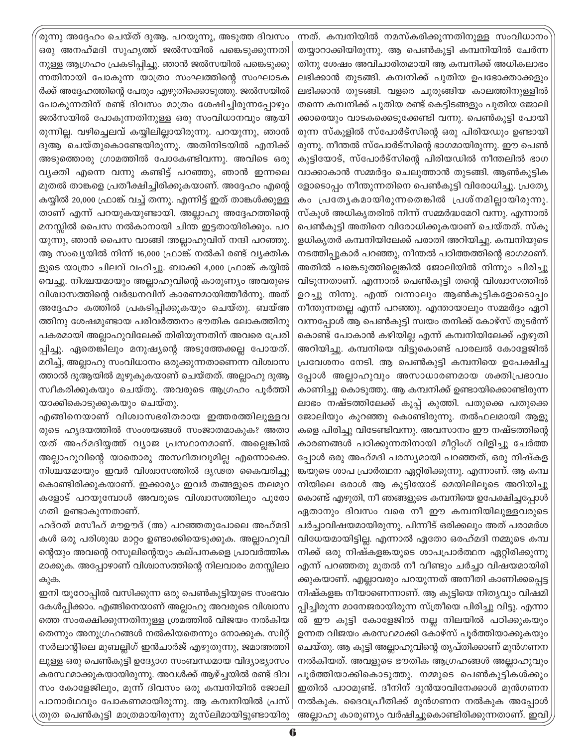രുന്നു അദ്ദേഹം ചെയ്ത് ദുആ. പറയുന്നു, അടുത്ത ദിവസം ഒരു അനഹ്മദി സുഹൃത്ത് ജൽസയിൽ പങ്കെടുക്കുന്നതിനുള്ള ആഗ്രഹം പ്രകടിപ്പിച്ചു. ഞാൻ ജൽസയിൽ പങ്കെടുക്കുന്നതിനായി പോകുന്ന യാത്രാ സംഘത്തിന്റെ സംഘാടകർക്ക് അദ്ദേഹത്തിന്റെ പേരും എഴുതിക്കൊടുത്തു. ജൽസയിൽ പോകുന്നതിന് രണ്ട് ദിവസം മാത്രം ശേഷിച്ചിരുന്നപ്പോഴും ജൽസയിൽ പോകുന്നതിനുള്ള ഒരു സംവിധാനവും ആയിരുന്നില്ല. വഴിച്ചെലവ് കയ്യിലില്ലായിരുന്നു. പറയുന്നു, ഞാൻ ദുആ ചെയ്തുകൊണ്ടേയിരുന്നു. അതിനിടയിൽ എനിക്ക് അടുത്തൊരു ഗ്രാമത്തിൽ പോകേണ്ടിവന്നു. അവിടെ ഒരു വ്യക്തി എന്നെ വന്നു കണ്ടിട്ട് പറഞ്ഞു, ഞാൻ ഇന്നലെ മുതൽ താങ്കളെ പ്രതീക്ഷിച്ചിരിക്കുകയാണ്. അദ്ദേഹം എന്റെ കയ്യിൽ 20,000 ഫ്രാങ്ക് വച്ച് തന്നു. എന്നിട്ട് ഇത് താങ്കൾക്കുള്ളതാണ് എന്ന് പറയുകയുണ്ടായി. അല്ലാഹു അദ്ദേഹത്തിന്റെ മനസ്സിൽ പൈസ നൽകാനായി ചിന്ത ഇട്ടതായിരിക്കും. പറയുന്നു, ഞാൻ പൈസ വാങ്ങി അല്ലാഹുവിന് നന്ദി പറഞ്ഞു. ആ സംഖ്യയിൽ നിന്ന് 16,000 ഫ്രാങ്ക് നൽകി രണ്ട് വ്യക്തികളുടെ യാത്രാ ചിലവ് വഹിച്ചു. ബാക്കി 4,000 ഫ്രാങ്ക് കയ്യിൽ വെച്ചു. നിശ്ചയമായും അല്ലാഹുവിന്റെ കാരുണ്യം അവരുടെ വിശ്വാസത്തിന്റെ വർദ്ധനവിന് കാരണമായിത്തീർന്നു. അത് അദ്ദേഹം കത്തിൽ പ്രകടിപ്പിക്കുകയും ചെയ്തു. ബയ്അത്തിനു ശേഷമുണ്ടായ പരിവർത്തനം ഭൗതിക ലോകത്തിനു പകരമായി അല്ലാഹുവിലേക്ക് തിരിയുന്നതിന് അവരെ പ്രേരിപ്പിച്ചു. ഏതെങ്കിലും മനുഷ്യന്റെ അടുത്തേക്കല്ല പോയത്. മറിച്ച്, അല്ലാഹു സംവിധാനം ഒരുക്കുന്നതാണെന്ന വിശ്വാസത്താൽ ദുആയിൽ മുഴുകുകയാണ് ചെയ്തത്. അല്ലാഹു ദുആ സ്വീകരിക്കുകയും ചെയ്തു. അവരുടെ ആഗ്രഹം പൂർത്തിയാക്കികൊടുക്കുകയും ചെയ്തു.

എങ്ങിനെയാണ് വിശ്വാസഭരിതരായ ഇത്തരത്തിലുള്ളവരുടെ ഹൃദയത്തിൽ സംശയങ്ങൾ സംജാതമാകുക? അതായത് അഹ്മദിയ്യത്ത് വ്യാജ പ്രസ്ഥാനമാണ്. അല്ലെങ്കിൽ അല്ലാഹുവിന്റെ യാതൊരു അസ്ഥിത്വവുമില്ല എന്നൊക്കെ. നിശ്ചയമായും ഇവർ വിശ്വാസത്തിൽ ദൃഢത കൈവരിച്ചു കൊണ്ടിരിക്കുകയാണ്. ഇക്കാര്യം ഇവർ തങ്ങളുടെ തലമുറകളോട് പറയുമ്പോൾ അവരുടെ വിശ്വാസത്തിലും പുരോഗതി ഉണ്ടാകുന്നതാണ്.

ഹദ്റത് മസീഹ് മൗഊദ് (അ) പറഞ്ഞതുപോലെ അഹ്മദികൾ ഒരു പരിശുദ്ധ മാറ്റം ഉണ്ടാക്കിയെടുക്കുക. അല്ലാഹുവിന്റെയും അവന്റെ റസൂലിന്റെയും കല്പനകളെ പ്രാവർത്തികമാക്കുക. അപ്പോഴാണ് വിശ്വാസത്തിന്റെ നിലവാരം മനസ്സിലാകുക.

ഇനി യൂറോപ്പിൽ വസിക്കുന്ന ഒരു പെൺകുട്ടിയുടെ സംഭവം കേൾപ്പിക്കാം. എങ്ങിനെയാണ് അല്ലാഹു അവരുടെ വിശ്വാസത്തെ സംരക്ഷിക്കുന്നതിനുള്ള ശ്രമത്തിൽ വിജയം നൽകിയതെന്നും അനുഗ്രഹങ്ങൾ നൽകിയതെന്നും നോക്കുക. സ്വിറ്റ്സർലാന്റിലെ മുബല്ലിഗ് ഇൻചാർജ് എഴുതുന്നു, ജമാഅത്തിലുള്ള ഒരു പെൺകുട്ടി ഉദ്യോഗ സംബന്ധമായ വിദ്യാഭ്യാസം കരസ്ഥമാക്കുകയായിരുന്നു. അവൾക്ക് ആഴ്ച്ചയിൽ രണ്ട് ദിവസം കോളേജിലും, മൂന്ന് ദിവസം ഒരു കമ്പനിയിൽ ജോലി പഠനാർഥവും പോകണമായിരുന്നു. ആ കമ്പനിയിൽ പ്രസ്തുത പെൺകുട്ടി മാത്രമായിരുന്നു മുസ്‌ലിമായിട്ടുണ്ടായിരുന്നത്. കമ്പനിയിൽ നമസ്കരിക്കുന്നതിനുള്ള സംവിധാനം തയ്യാറാക്കിയിരുന്നു. ആ പെൺകുട്ടി കമ്പനിയിൽ ചേർന്നതിനു ശേഷം അവിചാരിതമായി ആ കമ്പനിക്ക് അധികലാഭം ലഭിക്കാൻ തുടങ്ങി. കമ്പനിക്ക് പുതിയ ഉപഭോക്താക്കളും ലഭിക്കാൻ തുടങ്ങി. വളരെ ചുരുങ്ങിയ കാലത്തിനുള്ളിൽ തന്നെ കമ്പനിക്ക് പുതിയ രണ്ട് കെട്ടിടങ്ങളും പുതിയ ജോലിക്കാരെയും വാടകക്കെടുക്കേണ്ടി വന്നു. പെൺകുട്ടി പോയിരുന്ന സ്കൂളിൽ സ്പോർട്സിന്റെ ഒരു പിരിയഡും ഉണ്ടായിരുന്നു. നീന്തൽ സ്പോർട്സിന്റെ ഭാഗമായിരുന്നു. ഈ പെൺകുട്ടിയോട്, സ്പോർട്സിന്റെ പിരിയഡിൽ നീന്തലിൽ ഭാഗവാക്കാകാൻ സമ്മർദ്ദം ചെലുത്താൻ തുടങ്ങി. ആൺകുട്ടികളോടൊപ്പം നീന്തുന്നതിനെ പെൺകുട്ടി വിരോധിച്ചു. പ്രത്യേകം പ്രത്യേകമായിരുന്നതെങ്കിൽ പ്രശ്നമില്ലായിരുന്നു. സ്കൂൾ അധികൃതരിൽ നിന്ന് സമ്മർദ്ധമേറി വന്നു. എന്നാൽ പെൺകുട്ടി അതിനെ വിരോധിക്കുകയാണ് ചെയ്തത്. സ്കൂളധികൃതർ കമ്പനിയിലേക്ക് പരാതി അറിയിച്ചു. കമ്പനിയുടെ നടത്തിപ്പുകാർ പറഞ്ഞു, നീന്തൽ പഠിത്തത്തിന്റെ ഭാഗമാണ്. അതിൽ പങ്കെടുത്തില്ലെങ്കിൽ ജോലിയിൽ നിന്നും പിരിച്ചുവിടുന്നതാണ്. എന്നാൽ പെൺകുട്ടി തന്റെ വിശ്വാസത്തിൽ ഉറച്ചു നിന്നു. എന്ത് വന്നാലും ആൺകുട്ടികളോടൊപ്പം നീന്തുന്നതല്ല എന്ന് പറഞ്ഞു. എന്തായാലും സമ്മർദ്ദം ഏറി വന്നപ്പോൾ ആ പെൺകുട്ടി സ്വയം തനിക്ക് കോഴ്സ് തുടർന്ന് കൊണ്ട് പോകാൻ കഴിയില്ല എന്ന് കമ്പനിയിലേക്ക് എഴുതി അറിയിച്ചു. കമ്പനിയെ വിട്ടുകൊണ്ട് പാരലൽ കോളേജിൽ പ്രവേശനം നേടി. ആ പെൺകുട്ടി കമ്പനിയെ ഉപേക്ഷിച്ചപ്പോൾ അല്ലാഹുവും അസാധാരണമായ ശക്തിപ്രഭാവം കാണിച്ചു കൊടുത്തു. ആ കമ്പനിക്ക് ഉണ്ടായിക്കൊണ്ടിരുന്ന ലാഭം നഷ്ടത്തിലേക്ക് കൂപ്പ് കുത്തി. പതുക്കെ പതുക്കെ ജോലിയും കുറഞ്ഞു കൊണ്ടിരുന്നു. തൽഫലമായി ആളുകളെ പിരിച്ചു വിടേണ്ടിവന്നു. അവസാനം ഈ നഷ്ടത്തിന്റെ കാരണങ്ങൾ പഠിക്കുന്നതിനായി മീറ്റിംഗ് വിളിച്ചു ചേർത്തപ്പോൾ ഒരു അഹ്മദി പരസ്യമായി പറഞ്ഞത്, ഒരു നിഷ്കളങ്കയുടെ ശാപ പ്രാർത്ഥന ഏറ്റിരിക്കുന്നു. എന്നാണ്. ആ കമ്പനിയിലെ ഒരാൾ ആ കുട്ടിയോട് മെയിലിലൂടെ അറിയിച്ചു കൊണ്ട് എഴുതി, നീ ഞങ്ങളുടെ കമ്പനിയെ ഉപേക്ഷിച്ചപ്പോൾ ഏതാനും ദിവസം വരെ നീ ഈ കമ്പനിയിലുള്ളവരുടെ ചർച്ചാവിഷയമായിരുന്നു. പിന്നീട് ഒരിക്കലും അത് പരാമർശ വിധേയമായിട്ടില്ല. എന്നാൽ ഏതോ ഒരഹ്മദി നമ്മുടെ കമ്പനിക്ക് ഒരു നിഷ്കളങ്കയുടെ ശാപപ്രാർത്ഥന ഏറ്റിരിക്കുന്നു എന്ന് പറഞ്ഞതു മുതൽ നീ വീണ്ടും ചർച്ചാ വിഷയമായിരിക്കുകയാണ്. എല്ലാവരും പറയുന്നത് അനീതി കാണിക്കപ്പെട്ട നിഷ്കളങ്ക നീയാണെന്നാണ്. ആ കുട്ടിയെ നിത്യവും വിഷമിപ്പിച്ചിരുന്ന മാനേജരായിരുന്ന സ്ത്രീയെ പിരിച്ചു വിട്ടു. എന്നാൽ ഈ കുട്ടി കോളേജിൽ നല്ല നിലയിൽ പഠിക്കുകയും ഉന്നത വിജയം കരസ്ഥമാക്കി കോഴ്സ് പൂർത്തിയാക്കുകയും ചെയ്തു. ആ കുട്ടി അല്ലാഹുവിന്റെ തൃപ്തിക്കാണ് മുൻഗണന നൽകിയത്. അവളുടെ ഭൗതിക ആഗ്രഹങ്ങൾ അല്ലാഹുവും പൂർത്തിയാക്കികൊടുത്തു. നമ്മുടെ പെൺകുട്ടികൾക്കും ഇതിൽ പാഠമുണ്ട്. ദീനിന് ദുൻയാവിനേക്കാൾ മുൻഗണന നൽകുക. ദൈവപ്രീതിക്ക് മുൻഗണന നൽകുക അപ്പോൾ അല്ലാഹു കാരുണ്യം വർഷിച്ചുകൊണ്ടിരിക്കുന്നതാണ്. ഇവി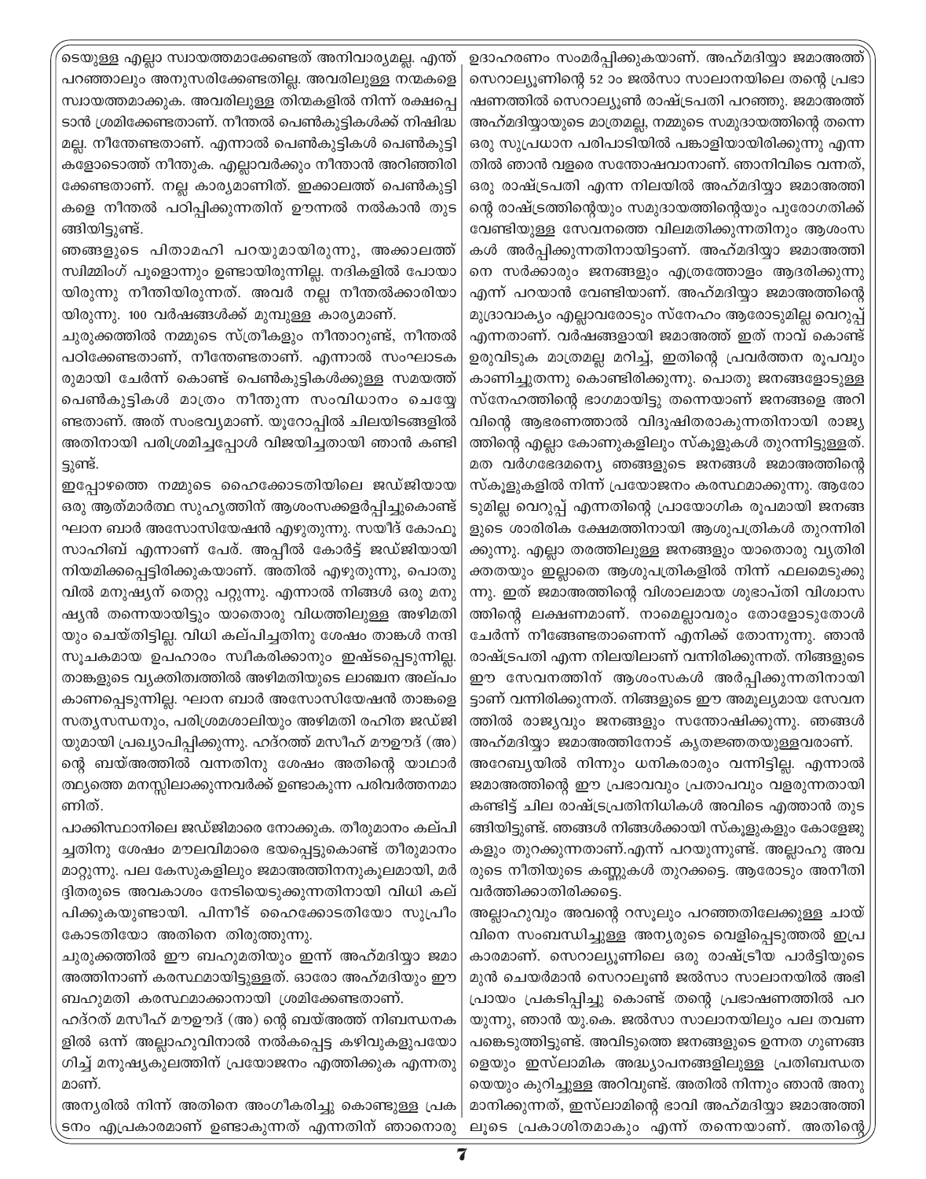ടെയുള്ള എല്ലാ സ്വായത്തമാക്കേണ്ടത് അനിവാര്യമല്ല. എന്ത് പറഞ്ഞാലും അനുസരിക്കേണ്ടതില്ല. അവരിലുള്ള നന്മകളെ സ്വായത്തമാക്കുക. അവരിലുള്ള തിന്മകളിൽ നിന്ന് രക്ഷപ്പെടാൻ ശ്രമിക്കേണ്ടതാണ്. നീന്തൽ പെൺകുട്ടികൾക്ക് നിഷിദ്ധമല്ല. നീന്തേണ്ടതാണ്. എന്നാൽ പെൺകുട്ടികൾ പെൺകുട്ടികളോടൊത്ത് നീന്തുക. എല്ലാവർക്കും നീന്താൻ അറിഞ്ഞിരിക്കേണ്ടതാണ്. നല്ല കാര്യമാണിത്. ഇക്കാലത്ത് പെൺകുട്ടികളെ നീന്തൽ പഠിപ്പിക്കുന്നതിന് ഊന്നൽ നൽകാൻ തുടങ്ങിയിട്ടുണ്ട്.

ഞങ്ങളുടെ പിതാമഹി പറയുമായിരുന്നു, അക്കാലത്ത് സ്വിമ്മിംഗ് പൂളൊന്നും ഉണ്ടായിരുന്നില്ല. നദികളിൽ പോയായിരുന്നു നീന്തിയിരുന്നത്. അവർ നല്ല നീന്തൽക്കാരിയായിരുന്നു. 100 വർഷങ്ങൾക്ക് മുമ്പുള്ള കാര്യമാണ്.

ചുരുക്കത്തിൽ നമ്മുടെ സ്ത്രീകളും നീന്താറുണ്ട്, നീന്തൽ പഠിക്കേണ്ടതാണ്, നീന്തേണ്ടതാണ്. എന്നാൽ സംഘാടകരുമായി ചേർന്ന് കൊണ്ട് പെൺകുട്ടികൾക്കുള്ള സമയത്ത് പെൺകുട്ടികൾ മാത്രം നീന്തുന്ന സംവിധാനം ചെയ്യേണ്ടതാണ്. അത് സംഭവ്യമാണ്. യൂറോപ്പിൽ ചിലയിടങ്ങളിൽ അതിനായി പരിശ്രമിച്ചപ്പോൾ വിജയിച്ചതായി ഞാൻ കണ്ടിട്ടുണ്ട്.

ഇപ്പോഴത്തെ നമ്മുടെ ഹൈക്കോടതിയിലെ ജഡ്ജിയായ ഒരു ആത്മാർത്ഥ സുഹൃത്തിന് ആശംസക്കളർപ്പിച്ചുകൊണ്ട് ഘാന ബാർ അസോസിയേഷൻ എഴുതുന്നു. സയീദ് കോഫു സാഹിബ് എന്നാണ് പേര്. അപ്പീൽ കോർട്ട് ജഡ്ജിയായി നിയമിക്കപ്പെട്ടിരിക്കുകയാണ്. അതിൽ എഴുതുന്നു, പൊതുവിൽ മനുഷ്യന് തെറ്റു പറ്റുന്നു. എന്നാൽ നിങ്ങൾ ഒരു മനുഷ്യൻ തന്നെയായിട്ടും യാതൊരു വിധത്തിലുള്ള അഴിമതിയും ചെയ്തിട്ടില്ല. വിധി കല്പിച്ചതിനു ശേഷം താങ്കൾ നന്ദി സൂചകമായ ഉപഹാരം സ്വീകരിക്കാനും ഇഷ്ടപ്പെടുന്നില്ല. താങ്കളുടെ വ്യക്തിത്വത്തിൽ അഴിമതിയുടെ ലാഞ്ചന അല്പം കാണപ്പെടുന്നില്ല. ഘാന ബാർ അസോസിയേഷൻ താങ്കളെ സത്യസന്ധനും, പരിശ്രമശാലിയും അഴിമതി രഹിത ജഡ്ജിയുമായി പ്രഖ്യാപിപ്പിക്കുന്നു. ഹദ്റത്ത് മസീഹ് മൗഊദ് (അ) ന്റെ ബയ്അത്തിൽ വന്നതിനു ശേഷം അതിന്റെ യാഥാർത്ഥ്യത്തെ മനസ്സിലാക്കുന്നവർക്ക് ഉണ്ടാകുന്ന പരിവർത്തനമാണിത്.

പാക്കിസ്ഥാനിലെ ജഡ്ജിമാരെ നോക്കുക. തീരുമാനം കല്പിച്ചതിനു ശേഷം മൗലവിമാരെ ഭയപ്പെട്ടുകൊണ്ട് തീരുമാനം മാറ്റുന്നു. പല കേസുകളിലും ജമാഅത്തിനനുകൂലമായി, മർദ്ദിതരുടെ അവകാശം നേടിയെടുക്കുന്നതിനായി വിധി കല്പിക്കുകയുണ്ടായി. പിന്നീട് ഹൈക്കോടതിയോ സുപ്രീം കോടതിയോ അതിനെ തിരുത്തുന്നു.

ചുരുക്കത്തിൽ ഈ ബഹുമതിയും ഇന്ന് അഹ്മദിയ്യാ ജമാഅത്തിനാണ് കരസ്ഥമായിട്ടുള്ളത്. ഓരോ അഹ്മദിയും ഈ ബഹുമതി കരസ്ഥമാക്കാനായി ശ്രമിക്കേണ്ടതാണ്.

ഹദ്റത് മസീഹ് മൗഊദ് (അ) ന്റെ ബയ്അത്ത് നിബന്ധനകളിൽ ഒന്ന് അല്ലാഹുവിനാൽ നൽകപ്പെട്ട കഴിവുകളുപയോഗിച്ച് മനുഷ്യകുലത്തിന് പ്രയോജനം എത്തിക്കുക എന്നതുമാണ്.

അന്യരിൽ നിന്ന് അതിനെ അംഗീകരിച്ചു കൊണ്ടുള്ള പ്രകടനം എപ്രകാരമാണ് ഉണ്ടാകുന്നത് എന്നതിന് ഞാനൊരു ഉദാഹരണം സംമർപ്പിക്കുകയാണ്. അഹ്മദിയ്യാ ജമാഅത്ത് സെറാല്യൂണിന്റെ 52 ാം ജൽസാ സാലാനയിലെ തന്റെ പ്രഭാഷണത്തിൽ സെറാല്യൂൺ രാഷ്ട്രപതി പറഞ്ഞു. ജമാഅത്ത് അഹ്മദിയ്യായുടെ മാത്രമല്ല, നമ്മുടെ സമുദായത്തിന്റെ തന്നെ ഒരു സുപ്രധാന പരിപാടിയിൽ പങ്കാളിയായിരിക്കുന്നു എന്നതിൽ ഞാൻ വളരെ സന്തോഷവാനാണ്. ഞാനിവിടെ വന്നത്, ഒരു രാഷ്ട്രപതി എന്ന നിലയിൽ അഹ്മദിയ്യാ ജമാഅത്തിന്റെ രാഷ്ട്രത്തിന്റെയും സമുദായത്തിന്റെയും പുരോഗതിക്ക് വേണ്ടിയുള്ള സേവനത്തെ വിലമതിക്കുന്നതിനും ആശംസകൾ അർപ്പിക്കുന്നതിനായിട്ടാണ്. അഹ്മദിയ്യാ ജമാഅത്തിനെ സർക്കാരും ജനങ്ങളും എത്രത്തോളം ആദരിക്കുന്നു എന്ന് പറയാൻ വേണ്ടിയാണ്. അഹ്മദിയ്യാ ജമാഅത്തിന്റെ മുദ്രാവാക്യം എല്ലാവരോടും സ്നേഹം ആരോടുമില്ല വെറുപ്പ് എന്നതാണ്. വർഷങ്ങളായി ജമാഅത്ത് ഇത് നാവ് കൊണ്ട് ഉരുവിടുക മാത്രമല്ല മറിച്ച്, ഇതിന്റെ പ്രവർത്തന രൂപവും കാണിച്ചുതന്നു കൊണ്ടിരിക്കുന്നു. പൊതു ജനങ്ങളോടുള്ള സ്നേഹത്തിന്റെ ഭാഗമായിട്ടു തന്നെയാണ് ജനങ്ങളെ അറിവിന്റെ ആഭരണത്താൽ വിഭൂഷിതരാകുന്നതിനായി രാജ്യത്തിന്റെ എല്ലാ കോണുകളിലും സ്കൂളുകൾ തുറന്നിട്ടുള്ളത്. മത വർഗഭേദമന്യെ ഞങ്ങളുടെ ജനങ്ങൾ ജമാഅത്തിന്റെ സ്കൂളുകളിൽ നിന്ന് പ്രയോജനം കരസ്ഥമാക്കുന്നു. ആരോടുമില്ല വെറുപ്പ് എന്നതിന്റെ പ്രായോഗിക രൂപമായി ജനങ്ങളുടെ ശാരീരിക ക്ഷേമത്തിനായി ആശുപത്രികൾ തുറന്നിരിക്കുന്നു. എല്ലാ തരത്തിലുള്ള ജനങ്ങളും യാതൊരു വ്യതിരിക്തതയും ഇല്ലാതെ ആശുപത്രികളിൽ നിന്ന് ഫലമെടുക്കുന്നു. ഇത് ജമാഅത്തിന്റെ വിശാലമായ ശുഭാപ്തി വിശ്വാസത്തിന്റെ ലക്ഷണമാണ്. നാമെല്ലാവരും തോളോടുതോൾ ചേർന്ന് നീങ്ങേണ്ടതാണെന്ന് എനിക്ക് തോന്നുന്നു. ഞാൻ രാഷ്ട്രപതി എന്ന നിലയിലാണ് വന്നിരിക്കുന്നത്. നിങ്ങളുടെ ഈ സേവനത്തിന് ആശംസകൾ അർപ്പിക്കുന്നതിനായിട്ടാണ് വന്നിരിക്കുന്നത്. നിങ്ങളുടെ ഈ അമൂല്യമായ സേവനത്തിൽ രാജ്യവും ജനങ്ങളും സന്തോഷിക്കുന്നു. ഞങ്ങൾ അഹ്മദിയ്യാ ജമാഅത്തിനോട് കൃതജ്ഞതയുള്ളവരാണ്.

അറേബ്യയിൽ നിന്നും ധനികരാരും വന്നിട്ടില്ല. എന്നാൽ ജമാഅത്തിന്റെ ഈ പ്രഭാവവും പ്രതാപവും വളരുന്നതായി കണ്ടിട്ട് ചില രാഷ്ട്രപ്രതിനിധികൾ അവിടെ എത്താൻ തുടങ്ങിയിട്ടുണ്ട്. ഞങ്ങൾ നിങ്ങൾക്കായി സ്കൂളുകളും കോളേജുകളും തുറക്കുന്നതാണ്.എന്ന് പറയുന്നുണ്ട്. അല്ലാഹു അവരുടെ നീതിയുടെ കണ്ണുകൾ തുറക്കട്ടെ. ആരോടും അനീതി വർത്തിക്കാതിരിക്കട്ടെ.

അല്ലാഹുവും അവന്റെ റസൂലും പറഞ്ഞതിലേക്കുള്ള ചായ്വിനെ സംബന്ധിച്ചുള്ള അന്യരുടെ വെളിപ്പെടുത്തൽ ഇപ്രകാരമാണ്. സെറാല്യൂണിലെ ഒരു രാഷ്ട്രീയ പാർട്ടിയുടെ മുൻ ചെയർമാൻ സെറാലൂൺ ജൽസാ സാലാനയിൽ അഭിപ്രായം പ്രകടിപ്പിച്ചു കൊണ്ട് തന്റെ പ്രഭാഷണത്തിൽ പറയുന്നു, ഞാൻ യു.കെ. ജൽസാ സാലാനയിലും പല തവണ പങ്കെടുത്തിട്ടുണ്ട്. അവിടുത്തെ ജനങ്ങളുടെ ഉന്നത ഗുണങ്ങളെയും ഇസ്ലാമിക അദ്ധ്യാപനങ്ങളിലുള്ള പ്രതിബന്ധതയെയും കുറിച്ചുള്ള അറിവുണ്ട്. അതിൽ നിന്നും ഞാൻ അനുമാനിക്കുന്നത്, ഇസ്ലാമിന്റെ ഭാവി അഹ്മദിയ്യാ ജമാഅത്തിലൂടെ പ്രകാശിതമാകും എന്ന് തന്നെയാണ്. അതിന്റെ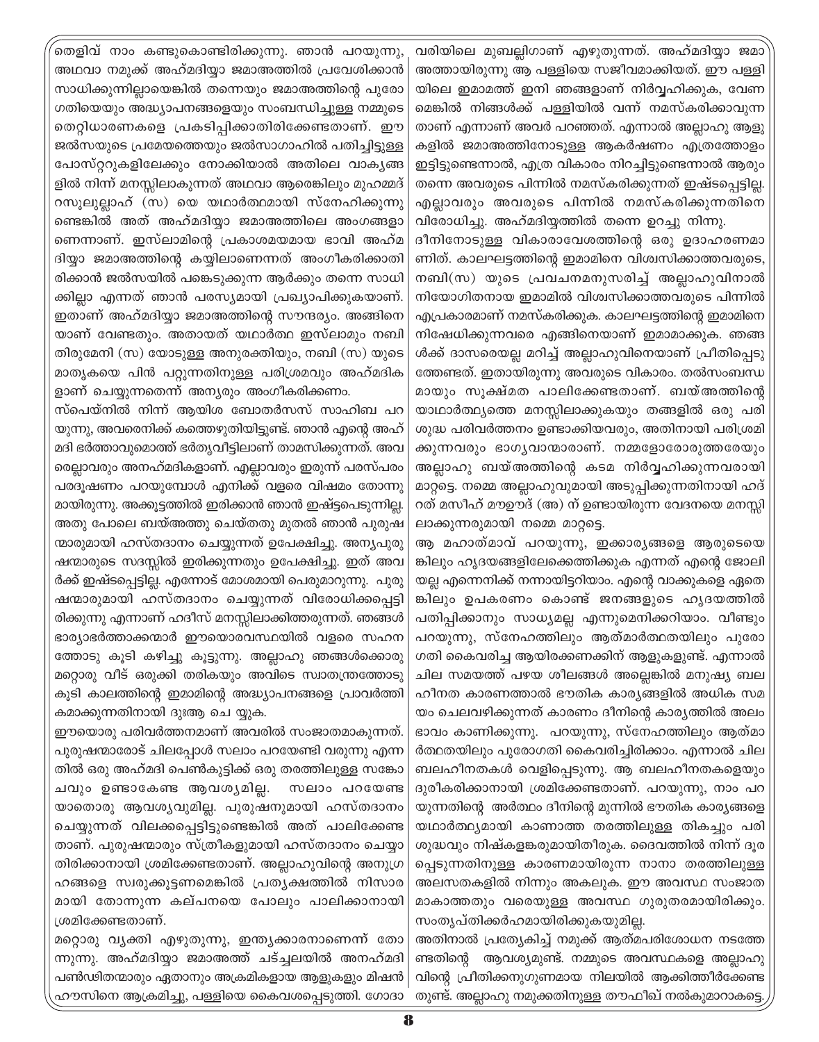തെളിവ് നാം കണ്ടുകൊണ്ടിരിക്കുന്നു. ഞാൻ പറയുന്നു, അഥവാ നമുക്ക് അഹ്മദിയ്യാ ജമാഅത്തിൽ പ്രവേശിക്കാൻ സാധിക്കുന്നില്ലായെങ്കിൽ തന്നെയും ജമാഅത്തിന്റെ പുരോഗതിയെയും അദ്ധ്യാപനങ്ങളെയും സംബന്ധിച്ചുള്ള നമ്മുടെ തെറ്റിധാരണകളെ പ്രകടിപ്പിക്കാതിരിക്കേണ്ടതാണ്. ഈ ജൽസയുടെ പ്രമേയത്തെയും ജൽസാഗാഹിൽ പതിച്ചിട്ടുള്ള പോസ്റ്ററുകളിലേക്കും നോക്കിയാൽ അതിലെ വാക്യങ്ങളിൽ നിന്ന് മനസ്സിലാകുന്നത് അഥവാ ആരെങ്കിലും മുഹമ്മദ് റസൂലുല്ലാഹ് (സ) യെ യഥാർത്ഥമായി സ്നേഹിക്കുന്നുണ്ടെങ്കിൽ അത് അഹ്മദിയ്യാ ജമാഅത്തിലെ അംഗങ്ങളാണെന്നാണ്. ഇസ്‌ലാമിന്റെ പ്രകാശമയമായ ഭാവി അഹ്മദിയ്യാ ജമാഅത്തിന്റെ കയ്യിലാണെന്നത് അംഗീകരിക്കാതിരിക്കാൻ ജൽസയിൽ പങ്കെടുക്കുന്ന ആർക്കും തന്നെ സാധിക്കില്ലാ എന്നത് ഞാൻ പരസ്യമായി പ്രഖ്യാപിക്കുകയാണ്. ഇതാണ് അഹ്മദിയ്യാ ജമാഅത്തിന്റെ സൗന്ദര്യം. അങ്ങിനെയാണ് വേണ്ടതും. അതായത് യഥാർത്ഥ ഇസ്‌ലാമും നബി തിരുമേനി (സ) യോടുള്ള അനുരക്തിയും, നബി (സ) യുടെ മാതൃകയെ പിൻ പറ്റുന്നതിനുള്ള പരിശ്രമവും അഹ്മദികളാണ് ചെയ്യുന്നതെന്ന് അന്യരും അംഗീകരിക്കണം.

സ്പെയ്നിൽ നിന്ന് ആയിശ ബോതർസസ് സാഹിബ പറയുന്നു, അവരെനിക്ക് കത്തെഴുതിയിട്ടുണ്ട്. ഞാൻ എന്റെ അഹ്മദി ഭർത്താവുമൊത്ത് ഭർതൃവീട്ടിലാണ് താമസിക്കുന്നത്. അവരെല്ലാവരും അനഹ്മദികളാണ്. എല്ലാവരും ഇരുന്ന് പരസ്പരം പരദൂഷണം പറയുമ്പോൾ എനിക്ക് വളരെ വിഷമം തോന്നുമായിരുന്നു. അക്കൂട്ടത്തിൽ ഇരിക്കാൻ ഞാൻ ഇഷ്ടപ്പെടുന്നില്ല. അതു പോലെ ബയ്അത്തു ചെയ്തതു മുതൽ ഞാൻ പുരുഷന്മാരുമായി ഹസ്തദാനം ചെയ്യുന്നത് ഉപേക്ഷിച്ചു. അന്യപുരുഷന്മാരുടെ സദസ്സിൽ ഇരിക്കുന്നതും ഉപേക്ഷിച്ചു. ഇത് അവർക്ക് ഇഷ്ടപ്പെട്ടില്ല. എന്നോട് മോശമായി പെരുമാറുന്നു. പുരുഷന്മാരുമായി ഹസ്തദാനം ചെയ്യുന്നത് വിരോധിക്കപ്പെട്ടിരിക്കുന്നു എന്നാണ് ഹദീസ് മനസ്സിലാക്കിത്തരുന്നത്. ഞങ്ങൾ ഭാര്യാഭർത്താക്കന്മാർ ഈയൊരവസ്ഥയിൽ വളരെ സഹനത്തോടു കൂടി കഴിച്ചു കൂട്ടുന്നു. അല്ലാഹു ഞങ്ങൾക്കൊരു മറ്റൊരു വീട് ഒരുക്കി തരികയും അവിടെ സ്വാതന്ത്രത്തോടു കൂടി കാലത്തിന്റെ ഇമാമിന്റെ അദ്ധ്യാപനങ്ങളെ പ്രാവർത്തികമാക്കുന്നതിനായി ദുആ ചെ യ്യുക.

ഈയൊരു പരിവർത്തനമാണ് അവരിൽ സംജാതമാകുന്നത്. പുരുഷന്മാരോട് ചിലപ്പോൾ സലാം പറയേണ്ടി വരുന്നു എന്നതിൽ ഒരു അഹ്മദി പെൺകുട്ടിക്ക് ഒരു തരത്തിലുള്ള സങ്കോചവും ഉണ്ടാകേണ്ട ആവശ്യമില്ല. സലാം പറയേണ്ടയാതൊരു ആവശ്യവുമില്ല. പുരുഷനുമായി ഹസ്തദാനം ചെയ്യുന്നത് വിലക്കപ്പെട്ടിട്ടുണ്ടെങ്കിൽ അത് പാലിക്കേണ്ടതാണ്. പുരുഷന്മാരും സ്ത്രീകളുമായി ഹസ്തദാനം ചെയ്യാതിരിക്കാനായി ശ്രമിക്കേണ്ടതാണ്. അല്ലാഹുവിന്റെ അനുഗ്രഹങ്ങളെ സ്വരുക്കൂട്ടണമെങ്കിൽ പ്രത്യക്ഷത്തിൽ നിസാരമായി തോന്നുന്ന കല്പനയെ പോലും പാലിക്കാനായി ശ്രമിക്കേണ്ടതാണ്.

മറ്റൊരു വ്യക്തി എഴുതുന്നു, ഇന്ത്യക്കാരനാണെന്ന് തോന്നുന്നു. അഹ്മദിയ്യാ ജമാഅത്ത് ചട്ച്ചലയിൽ അനഹ്മദി പൺഡിതന്മാരും ഏതാനും അക്രമികളായ ആളുകളും മിഷൻ ഹൗസിനെ ആക്രമിച്ചു, പള്ളിയെ കൈവശപ്പെടുത്തി. ഗോദാവരിയിലെ മുബല്ലിഗാണ് എഴുതുന്നത്. അഹ്മദിയ്യാ ജമാഅത്തായിരുന്നു ആ പള്ളിയെ സജീവമാക്കിയത്. ഈ പള്ളിയിലെ ഇമാമത്ത് ഇനി ഞങ്ങളാണ് നിർവ്വഹിക്കുക, വേണമെങ്കിൽ നിങ്ങൾക്ക് പള്ളിയിൽ വന്ന് നമസ്കരിക്കാവുന്നതാണ് എന്നാണ് അവർ പറഞ്ഞത്. എന്നാൽ അല്ലാഹു ആളുകളിൽ ജമാഅത്തിനോടുള്ള ആകർഷണം എത്രത്തോളം ഇട്ടിട്ടുണ്ടെന്നാൽ, എത്ര വികാരം നിറച്ചിട്ടുണ്ടെന്നാൽ ആരും തന്നെ അവരുടെ പിന്നിൽ നമസ്കരിക്കുന്നത് ഇഷ്ടപ്പെട്ടില്ല. എല്ലാവരും അവരുടെ പിന്നിൽ നമസ്കരിക്കുന്നതിനെ വിരോധിച്ചു. അഹ്മദിയ്യത്തിൽ തന്നെ ഉറച്ചു നിന്നു.

ദീനിനോടുള്ള വികാരാവേശത്തിന്റെ ഒരു ഉദാഹരണമാണിത്. കാലഘട്ടത്തിന്റെ ഇമാമിനെ വിശ്വസിക്കാത്തവരുടെ, നബി(സ) യുടെ പ്രവചനമനുസരിച്ച് അല്ലാഹുവിനാൽ നിയോഗിതനായ ഇമാമിൽ വിശ്വസിക്കാത്തവരുടെ പിന്നിൽ എപ്രകാരമാണ് നമസ്കരിക്കുക. കാലഘട്ടത്തിന്റെ ഇമാമിനെ നിഷേധിക്കുന്നവരെ എങ്ങിനെയാണ് ഇമാമാക്കുക. ഞങ്ങൾക്ക് ദാസരെയല്ല മറിച്ച് അല്ലാഹുവിനെയാണ് പ്രീതിപ്പെടുത്തേണ്ടത്. ഇതായിരുന്നു അവരുടെ വികാരം. തൽസംബന്ധമായും സൂക്ഷ്മത പാലിക്കേണ്ടതാണ്. ബയ്അത്തിന്റെ യാഥാർത്ഥ്യത്തെ മനസ്സിലാക്കുകയും തങ്ങളിൽ ഒരു പരിശുദ്ധ പരിവർത്തനം ഉണ്ടാക്കിയവരും, അതിനായി പരിശ്രമിക്കുന്നവരും ഭാഗ്യവാന്മാരാണ്. നമ്മളോരോരുത്തരേയും അല്ലാഹു ബയ്അത്തിന്റെ കടമ നിർവ്വഹിക്കുന്നവരായി മാറ്റട്ടെ. നമ്മെ അല്ലാഹുവുമായി അടുപ്പിക്കുന്നതിനായി ഹദ്റത് മസീഹ് മൗഊദ് (അ) ന് ഉണ്ടായിരുന്ന വേദനയെ മനസ്സിലാക്കുന്നരുമായി നമ്മെ മാറ്റട്ടെ.

ആ മഹാത്മാവ് പറയുന്നു, ഇക്കാര്യങ്ങളെ ആരുടെയെങ്കിലും ഹൃദയങ്ങളിലേക്കെത്തിക്കുക എന്നത് എന്റെ ജോലിയല്ല എന്നെനിക്ക് നന്നായിട്ടറിയാം. എന്റെ വാക്കുകളെ ഏതെങ്കിലും ഉപകരണം കൊണ്ട് ജനങ്ങളുടെ ഹൃദയത്തിൽ പതിപ്പിക്കാനും സാധ്യമല്ല എന്നുമെനിക്കറിയാം. വീണ്ടും പറയുന്നു, സ്നേഹത്തിലും ആത്മാർത്ഥതയിലും പുരോഗതി കൈവരിച്ച ആയിരക്കണക്കിന് ആളുകളുണ്ട്. എന്നാൽ ചില സമയത്ത് പഴയ ശീലങ്ങൾ അല്ലെങ്കിൽ മനുഷ്യ ബലഹീനത കാരണത്താൽ ഭൗതിക കാര്യങ്ങളിൽ അധിക സമയം ചെലവഴിക്കുന്നത് കാരണം ദീനിന്റെ കാര്യത്തിൽ അലംഭാവം കാണിക്കുന്നു. പറയുന്നു, സ്നേഹത്തിലും ആത്മാർത്ഥതയിലും പുരോഗതി കൈവരിച്ചിരിക്കാം. എന്നാൽ ചില ബലഹീനതകൾ വെളിപ്പെടുന്നു. ആ ബലഹീനതകളെയും ദൂരീകരിക്കാനായി ശ്രമിക്കേണ്ടതാണ്. പറയുന്നു, നാം പറയുന്നതിന്റെ അർത്ഥം ദീനിന്റെ മുന്നിൽ ഭൗതിക കാര്യങ്ങളെ യഥാർത്ഥ്യമായി കാണാത്ത തരത്തിലുള്ള തികച്ചും പരിശുദ്ധവും നിഷ്കളങ്കരുമായിതീരുക. ദൈവത്തിൽ നിന്ന് ദൂരപ്പെടുന്നതിനുള്ള കാരണമായിരുന്ന നാനാ തരത്തിലുള്ള അലസതകളിൽ നിന്നും അകലുക. ഈ അവസ്ഥ സംജാതമാകാത്തതും വരെയുള്ള അവസ്ഥ ഗുരുതരമായിരിക്കും. സംതൃപ്തിക്കർഹമായിരിക്കുകയുമില്ല.

അതിനാൽ പ്രത്യേകിച്ച് നമുക്ക് ആത്മപരിശോധന നടത്തേണ്ടതിന്റെ ആവശ്യമുണ്ട്. നമ്മുടെ അവസ്ഥകളെ അല്ലാഹുവിന്റെ പ്രീതിക്കനുഗുണമായ നിലയിൽ ആക്കിത്തീർക്കേണ്ടതുണ്ട്. അല്ലാഹു നമുക്കതിനുള്ള തൗഫീക് നൽകുമാറാകട്ടെ.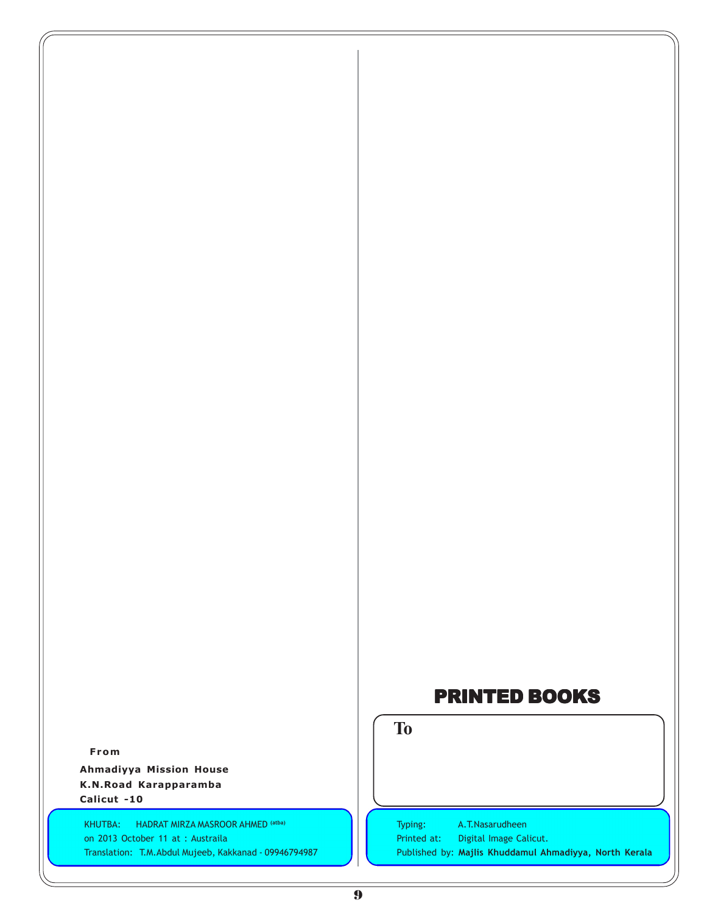**From**

**Ahmadiyya Mission House**
**K.N.Road Karapparamba**
**Calicut -10**

KHUTBA: HADRAT MIRZA MASROOR AHMED (atba)
on 2013 October 11 at : Austraila
Translation: T.M.Abdul Mujeeb, Kakkanad - 09946794987

# PRINTED BOOKS

**To**

Typing: A.T.Nasarudheen
Printed at: Digital Image Calicut.
Published by: **Majlis Khuddamul Ahmadiyya, North Kerala**